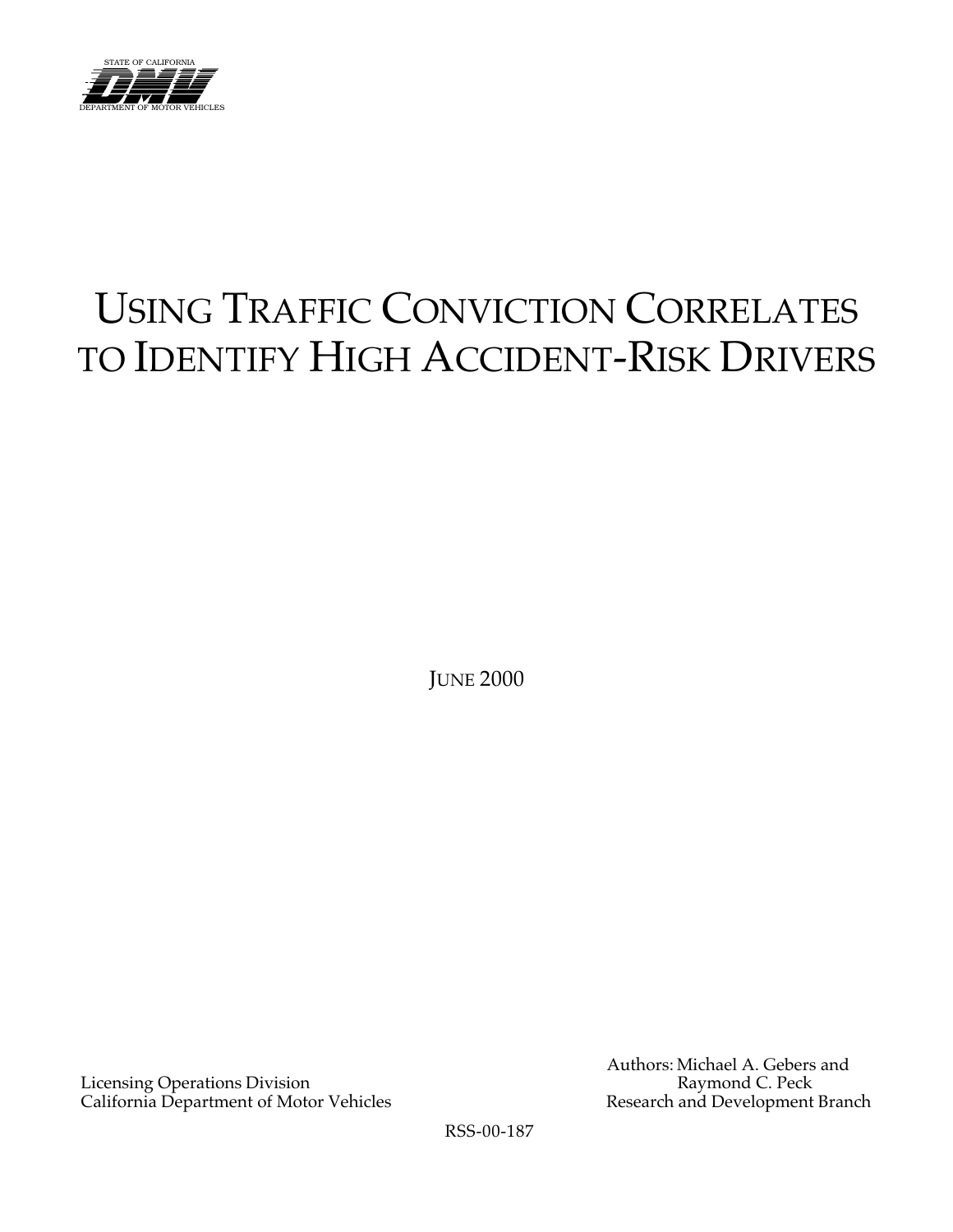STATE OF CALIFORNIA

DMV

DEPARTMENT OF MOTOR VEHICLES

# Using Traffic Conviction Correlates to Identify High Accident-Risk Drivers

June 2000

Authors: Michael A. Gebers and Raymond C. Peck
Research and Development Branch

Licensing Operations Division
California Department of Motor Vehicles

RSS-00-187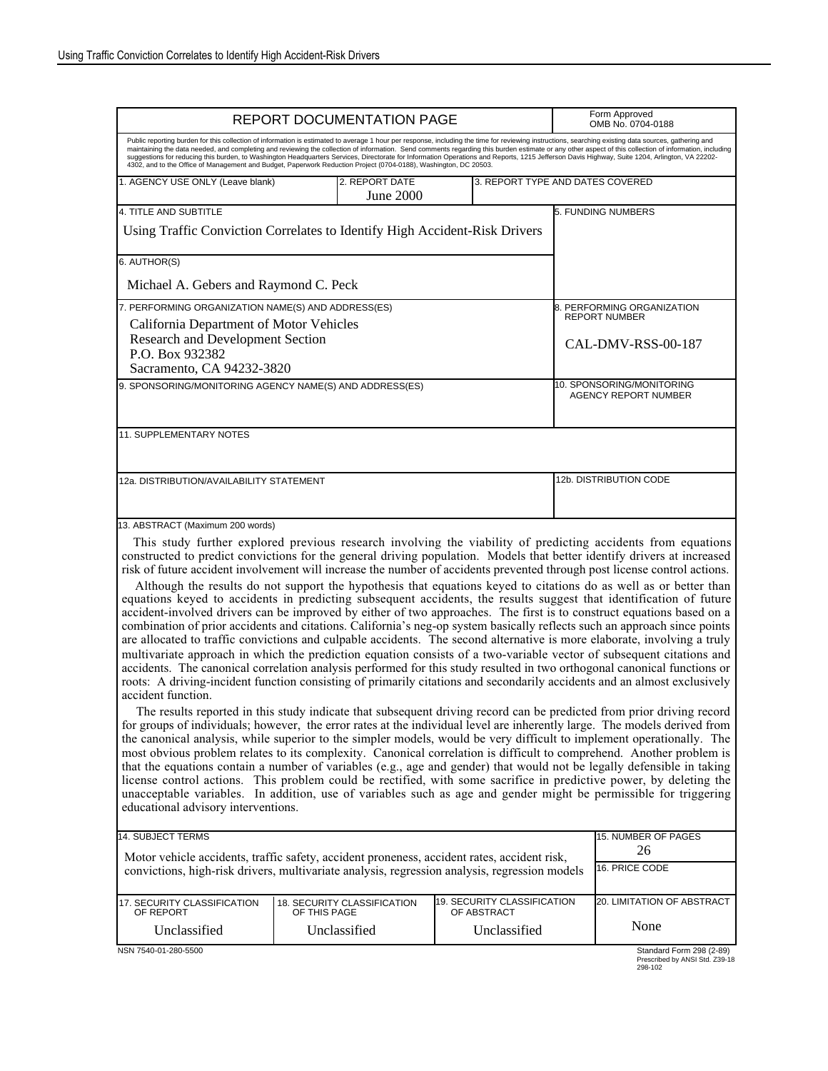## REPORT DOCUMENTATION PAGE

Form Approved
OMB No. 0704-0188

Public reporting burden for this collection of information is estimated to average 1 hour per response, including the time for reviewing instructions, searching existing data sources, gathering and maintaining the data needed, and completing and reviewing the collection of information. Send comments regarding this burden estimate or any other aspect of this collection of information, including suggestions for reducing this burden, to Washington Headquarters Services, Directorate for Information Operations and Reports, 1215 Jefferson Davis Highway, Suite 1204, Arlington, VA 22202-4302, and to the Office of Management and Budget, Paperwork Reduction Project (0704-0188), Washington, DC 20503.

| 1. AGENCY USE ONLY (Leave blank) | 2. REPORT DATE | 3. REPORT TYPE AND DATES COVERED |
|---|---|---|
| | June 2000 | |

**4. TITLE AND SUBTITLE**
Using Traffic Conviction Correlates to Identify High Accident-Risk Drivers

**5. FUNDING NUMBERS**

**6. AUTHOR(S)**
Michael A. Gebers and Raymond C. Peck

**7. PERFORMING ORGANIZATION NAME(S) AND ADDRESS(ES)**
California Department of Motor Vehicles
Research and Development Section
P.O. Box 932382
Sacramento, CA 94232-3820

**8. PERFORMING ORGANIZATION REPORT NUMBER**
CAL-DMV-RSS-00-187

**9. SPONSORING/MONITORING AGENCY NAME(S) AND ADDRESS(ES)**

**10. SPONSORING/MONITORING AGENCY REPORT NUMBER**

**11. SUPPLEMENTARY NOTES**

**12a. DISTRIBUTION/AVAILABILITY STATEMENT**

**12b. DISTRIBUTION CODE**

**13. ABSTRACT (Maximum 200 words)**

This study further explored previous research involving the viability of predicting accidents from equations constructed to predict convictions for the general driving population. Models that better identify drivers at increased risk of future accident involvement will increase the number of accidents prevented through post license control actions.

Although the results do not support the hypothesis that equations keyed to citations do as well as or better than equations keyed to accidents in predicting subsequent accidents, the results suggest that identification of future accident-involved drivers can be improved by either of two approaches. The first is to construct equations based on a combination of prior accidents and citations. California's neg-op system basically reflects such an approach since points are allocated to traffic convictions and culpable accidents. The second alternative is more elaborate, involving a truly multivariate approach in which the prediction equation consists of a two-variable vector of subsequent citations and accidents. The canonical correlation analysis performed for this study resulted in two orthogonal canonical functions or roots: A driving-incident function consisting of primarily citations and secondarily accidents and an almost exclusively accident function.

The results reported in this study indicate that subsequent driving record can be predicted from prior driving record for groups of individuals; however, the error rates at the individual level are inherently large. The models derived from the canonical analysis, while superior to the simpler models, would be very difficult to implement operationally. The most obvious problem relates to its complexity. Canonical correlation is difficult to comprehend. Another problem is that the equations contain a number of variables (e.g., age and gender) that would not be legally defensible in taking license control actions. This problem could be rectified, with some sacrifice in predictive power, by deleting the unacceptable variables. In addition, use of variables such as age and gender might be permissible for triggering educational advisory interventions.

**14. SUBJECT TERMS**
Motor vehicle accidents, traffic safety, accident proneness, accident rates, accident risk, convictions, high-risk drivers, multivariate analysis, regression analysis, regression models

**15. NUMBER OF PAGES**
26

**16. PRICE CODE**

| 17. SECURITY CLASSIFICATION OF REPORT | 18. SECURITY CLASSIFICATION OF THIS PAGE | 19. SECURITY CLASSIFICATION OF ABSTRACT | 20. LIMITATION OF ABSTRACT |
|---|---|---|---|
| Unclassified | Unclassified | Unclassified | None |

NSN 7540-01-280-5500

Standard Form 298 (2-89)
Prescribed by ANSI Std. Z39-18
298-102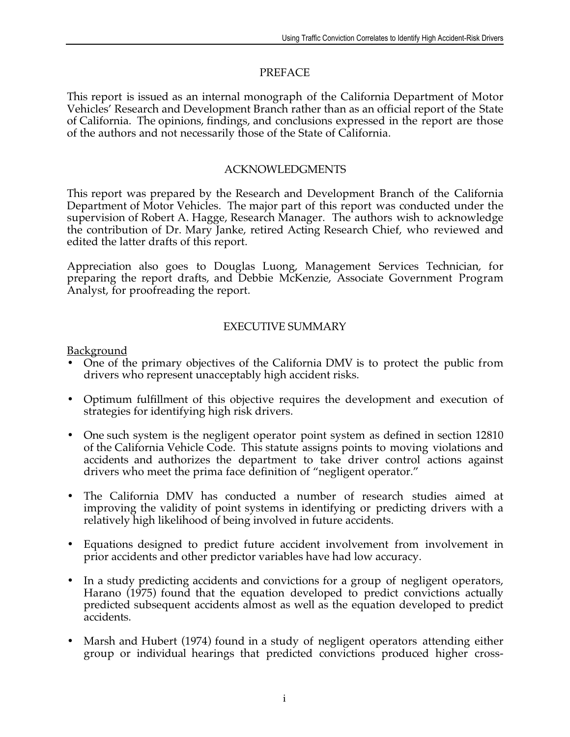## PREFACE

This report is issued as an internal monograph of the California Department of Motor Vehicles' Research and Development Branch rather than as an official report of the State of California. The opinions, findings, and conclusions expressed in the report are those of the authors and not necessarily those of the State of California.

## ACKNOWLEDGMENTS

This report was prepared by the Research and Development Branch of the California Department of Motor Vehicles. The major part of this report was conducted under the supervision of Robert A. Hagge, Research Manager. The authors wish to acknowledge the contribution of Dr. Mary Janke, retired Acting Research Chief, who reviewed and edited the latter drafts of this report.

Appreciation also goes to Douglas Luong, Management Services Technician, for preparing the report drafts, and Debbie McKenzie, Associate Government Program Analyst, for proofreading the report.

## EXECUTIVE SUMMARY

Background

- One of the primary objectives of the California DMV is to protect the public from drivers who represent unacceptably high accident risks.

- Optimum fulfillment of this objective requires the development and execution of strategies for identifying high risk drivers.

- One such system is the negligent operator point system as defined in section 12810 of the California Vehicle Code. This statute assigns points to moving violations and accidents and authorizes the department to take driver control actions against drivers who meet the prima face definition of "negligent operator."

- The California DMV has conducted a number of research studies aimed at improving the validity of point systems in identifying or predicting drivers with a relatively high likelihood of being involved in future accidents.

- Equations designed to predict future accident involvement from involvement in prior accidents and other predictor variables have had low accuracy.

- In a study predicting accidents and convictions for a group of negligent operators, Harano (1975) found that the equation developed to predict convictions actually predicted subsequent accidents almost as well as the equation developed to predict accidents.

- Marsh and Hubert (1974) found in a study of negligent operators attending either group or individual hearings that predicted convictions produced higher cross-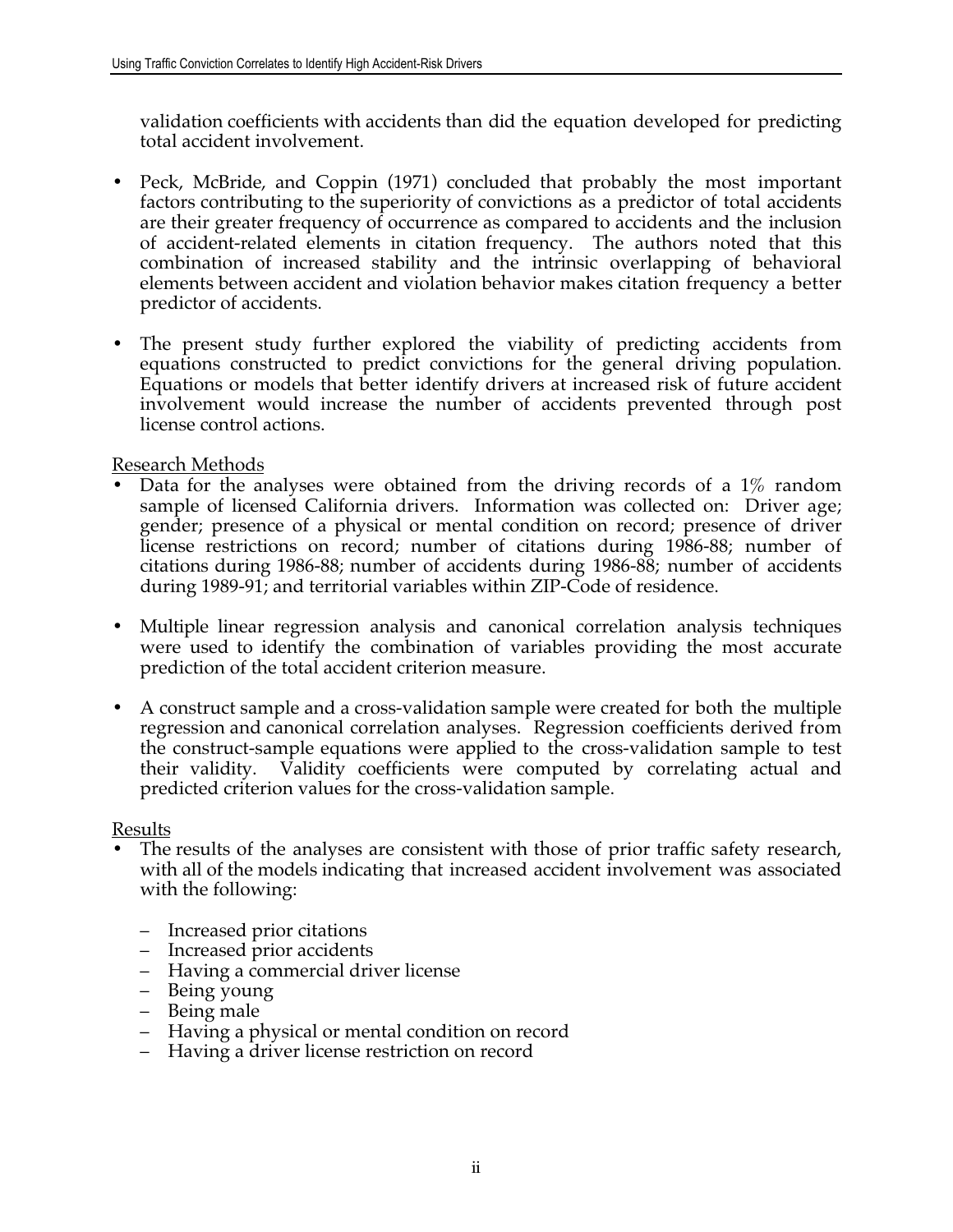validation coefficients with accidents than did the equation developed for predicting total accident involvement.

- Peck, McBride, and Coppin (1971) concluded that probably the most important factors contributing to the superiority of convictions as a predictor of total accidents are their greater frequency of occurrence as compared to accidents and the inclusion of accident-related elements in citation frequency. The authors noted that this combination of increased stability and the intrinsic overlapping of behavioral elements between accident and violation behavior makes citation frequency a better predictor of accidents.

- The present study further explored the viability of predicting accidents from equations constructed to predict convictions for the general driving population. Equations or models that better identify drivers at increased risk of future accident involvement would increase the number of accidents prevented through post license control actions.

Research Methods

- Data for the analyses were obtained from the driving records of a 1% random sample of licensed California drivers. Information was collected on: Driver age; gender; presence of a physical or mental condition on record; presence of driver license restrictions on record; number of citations during 1986-88; number of citations during 1986-88; number of accidents during 1986-88; number of accidents during 1989-91; and territorial variables within ZIP-Code of residence.

- Multiple linear regression analysis and canonical correlation analysis techniques were used to identify the combination of variables providing the most accurate prediction of the total accident criterion measure.

- A construct sample and a cross-validation sample were created for both the multiple regression and canonical correlation analyses. Regression coefficients derived from the construct-sample equations were applied to the cross-validation sample to test their validity. Validity coefficients were computed by correlating actual and predicted criterion values for the cross-validation sample.

Results

- The results of the analyses are consistent with those of prior traffic safety research, with all of the models indicating that increased accident involvement was associated with the following:

  - Increased prior citations
  - Increased prior accidents
  - Having a commercial driver license
  - Being young
  - Being male
  - Having a physical or mental condition on record
  - Having a driver license restriction on record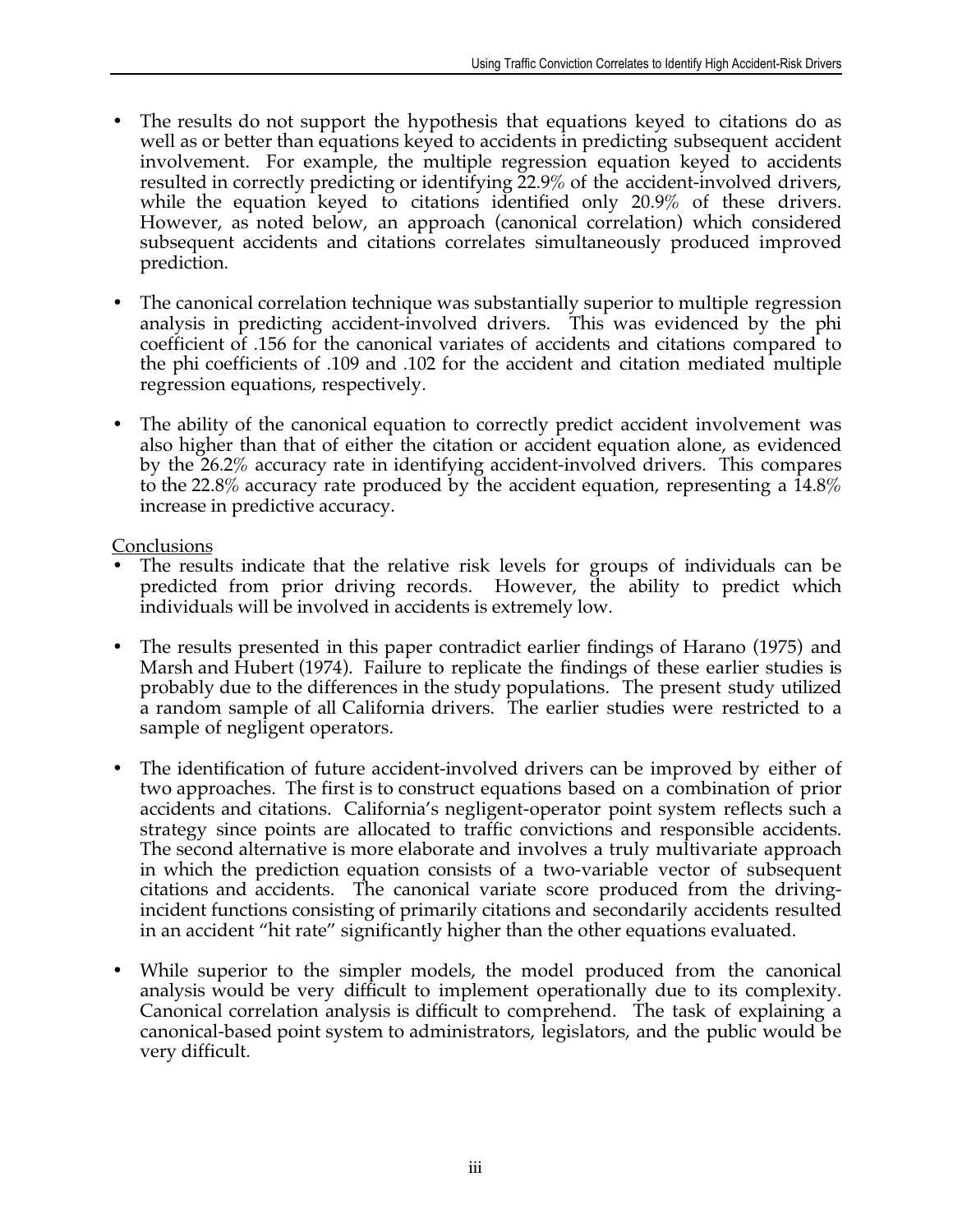- The results do not support the hypothesis that equations keyed to citations do as well as or better than equations keyed to accidents in predicting subsequent accident involvement. For example, the multiple regression equation keyed to accidents resulted in correctly predicting or identifying 22.9% of the accident-involved drivers, while the equation keyed to citations identified only 20.9% of these drivers. However, as noted below, an approach (canonical correlation) which considered subsequent accidents and citations correlates simultaneously produced improved prediction.

- The canonical correlation technique was substantially superior to multiple regression analysis in predicting accident-involved drivers. This was evidenced by the phi coefficient of .156 for the canonical variates of accidents and citations compared to the phi coefficients of .109 and .102 for the accident and citation mediated multiple regression equations, respectively.

- The ability of the canonical equation to correctly predict accident involvement was also higher than that of either the citation or accident equation alone, as evidenced by the 26.2% accuracy rate in identifying accident-involved drivers. This compares to the 22.8% accuracy rate produced by the accident equation, representing a 14.8% increase in predictive accuracy.

Conclusions

- The results indicate that the relative risk levels for groups of individuals can be predicted from prior driving records. However, the ability to predict which individuals will be involved in accidents is extremely low.

- The results presented in this paper contradict earlier findings of Harano (1975) and Marsh and Hubert (1974). Failure to replicate the findings of these earlier studies is probably due to the differences in the study populations. The present study utilized a random sample of all California drivers. The earlier studies were restricted to a sample of negligent operators.

- The identification of future accident-involved drivers can be improved by either of two approaches. The first is to construct equations based on a combination of prior accidents and citations. California's negligent-operator point system reflects such a strategy since points are allocated to traffic convictions and responsible accidents. The second alternative is more elaborate and involves a truly multivariate approach in which the prediction equation consists of a two-variable vector of subsequent citations and accidents. The canonical variate score produced from the driving-incident functions consisting of primarily citations and secondarily accidents resulted in an accident "hit rate" significantly higher than the other equations evaluated.

- While superior to the simpler models, the model produced from the canonical analysis would be very difficult to implement operationally due to its complexity. Canonical correlation analysis is difficult to comprehend. The task of explaining a canonical-based point system to administrators, legislators, and the public would be very difficult.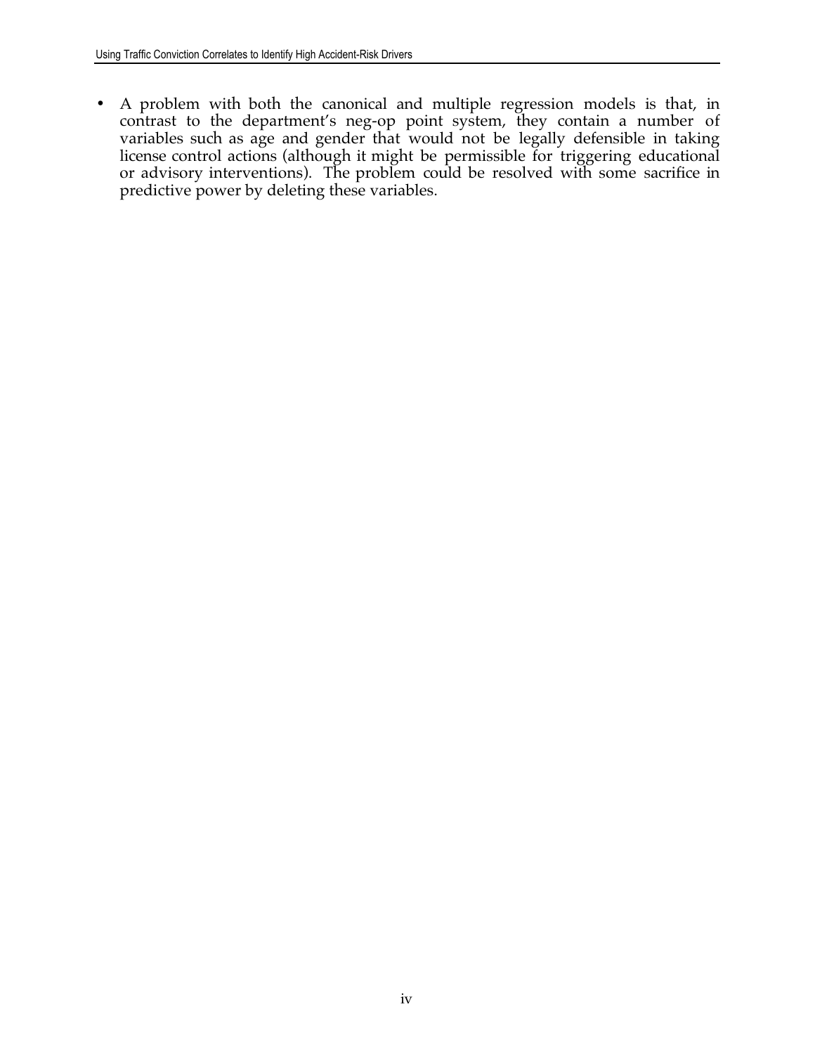- A problem with both the canonical and multiple regression models is that, in contrast to the department's neg-op point system, they contain a number of variables such as age and gender that would not be legally defensible in taking license control actions (although it might be permissible for triggering educational or advisory interventions). The problem could be resolved with some sacrifice in predictive power by deleting these variables.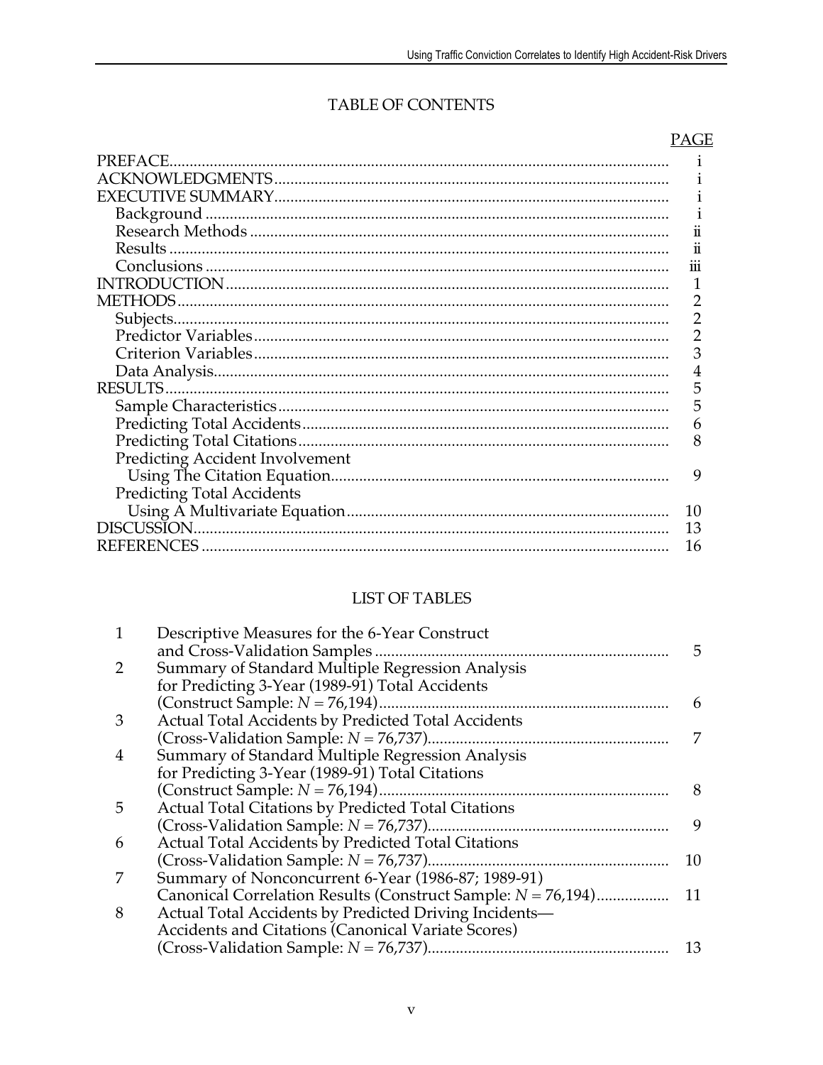## TABLE OF CONTENTS

| | PAGE |
|---|---|
| PREFACE | i |
| ACKNOWLEDGMENTS | i |
| EXECUTIVE SUMMARY | i |
| Background | i |
| Research Methods | ii |
| Results | ii |
| Conclusions | iii |
| INTRODUCTION | 1 |
| METHODS | 2 |
| Subjects | 2 |
| Predictor Variables | 2 |
| Criterion Variables | 3 |
| Data Analysis | 4 |
| RESULTS | 5 |
| Sample Characteristics | 5 |
| Predicting Total Accidents | 6 |
| Predicting Total Citations | 8 |
| Predicting Accident Involvement Using The Citation Equation | 9 |
| Predicting Total Accidents Using A Multivariate Equation | 10 |
| DISCUSSION | 13 |
| REFERENCES | 16 |

## LIST OF TABLES

| | | |
|---|---|---|
| 1 | Descriptive Measures for the 6-Year Construct and Cross-Validation Samples | 5 |
| 2 | Summary of Standard Multiple Regression Analysis for Predicting 3-Year (1989-91) Total Accidents (Construct Sample: *N* = 76,194) | 6 |
| 3 | Actual Total Accidents by Predicted Total Accidents (Cross-Validation Sample: *N* = 76,737) | 7 |
| 4 | Summary of Standard Multiple Regression Analysis for Predicting 3-Year (1989-91) Total Citations (Construct Sample: *N* = 76,194) | 8 |
| 5 | Actual Total Citations by Predicted Total Citations (Cross-Validation Sample: *N* = 76,737) | 9 |
| 6 | Actual Total Accidents by Predicted Total Citations (Cross-Validation Sample: *N* = 76,737) | 10 |
| 7 | Summary of Nonconcurrent 6-Year (1986-87; 1989-91) Canonical Correlation Results (Construct Sample: *N* = 76,194) | 11 |
| 8 | Actual Total Accidents by Predicted Driving Incidents—Accidents and Citations (Canonical Variate Scores) (Cross-Validation Sample: *N* = 76,737) | 13 |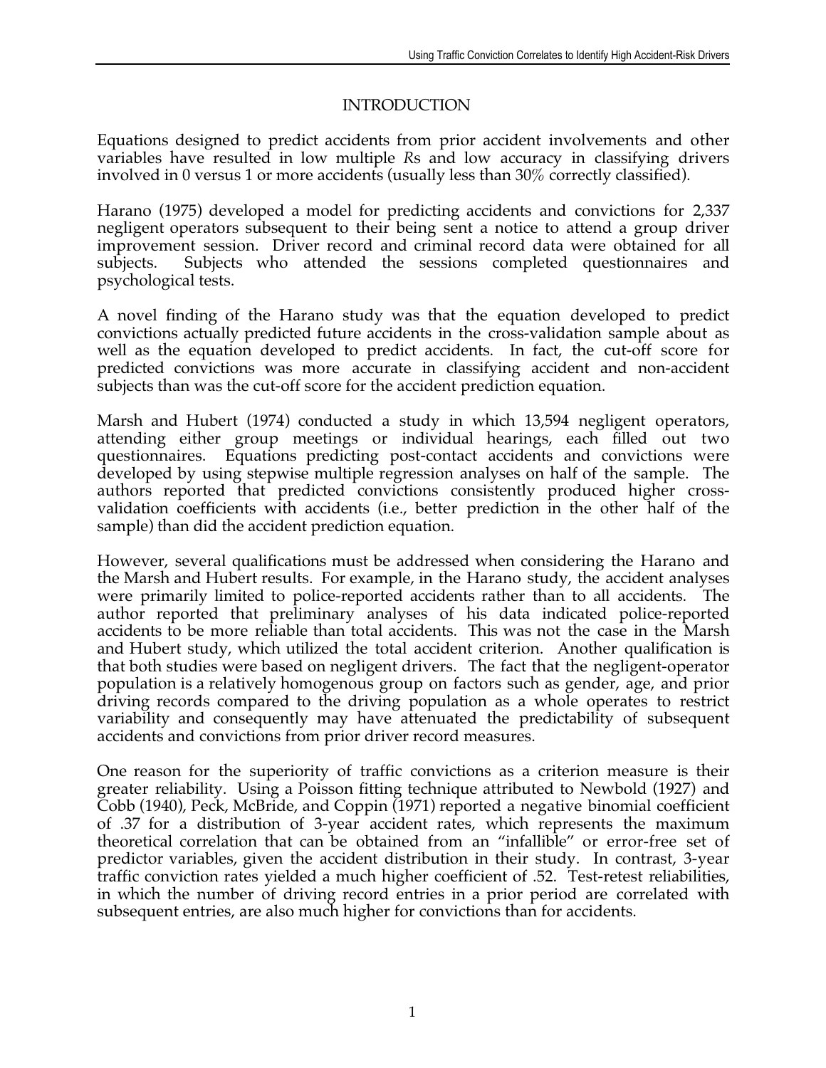# INTRODUCTION

Equations designed to predict accidents from prior accident involvements and other variables have resulted in low multiple *R*s and low accuracy in classifying drivers involved in 0 versus 1 or more accidents (usually less than 30% correctly classified).

Harano (1975) developed a model for predicting accidents and convictions for 2,337 negligent operators subsequent to their being sent a notice to attend a group driver improvement session. Driver record and criminal record data were obtained for all subjects. Subjects who attended the sessions completed questionnaires and psychological tests.

A novel finding of the Harano study was that the equation developed to predict convictions actually predicted future accidents in the cross-validation sample about as well as the equation developed to predict accidents. In fact, the cut-off score for predicted convictions was more accurate in classifying accident and non-accident subjects than was the cut-off score for the accident prediction equation.

Marsh and Hubert (1974) conducted a study in which 13,594 negligent operators, attending either group meetings or individual hearings, each filled out two questionnaires. Equations predicting post-contact accidents and convictions were developed by using stepwise multiple regression analyses on half of the sample. The authors reported that predicted convictions consistently produced higher cross-validation coefficients with accidents (i.e., better prediction in the other half of the sample) than did the accident prediction equation.

However, several qualifications must be addressed when considering the Harano and the Marsh and Hubert results. For example, in the Harano study, the accident analyses were primarily limited to police-reported accidents rather than to all accidents. The author reported that preliminary analyses of his data indicated police-reported accidents to be more reliable than total accidents. This was not the case in the Marsh and Hubert study, which utilized the total accident criterion. Another qualification is that both studies were based on negligent drivers. The fact that the negligent-operator population is a relatively homogenous group on factors such as gender, age, and prior driving records compared to the driving population as a whole operates to restrict variability and consequently may have attenuated the predictability of subsequent accidents and convictions from prior driver record measures.

One reason for the superiority of traffic convictions as a criterion measure is their greater reliability. Using a Poisson fitting technique attributed to Newbold (1927) and Cobb (1940), Peck, McBride, and Coppin (1971) reported a negative binomial coefficient of .37 for a distribution of 3-year accident rates, which represents the maximum theoretical correlation that can be obtained from an "infallible" or error-free set of predictor variables, given the accident distribution in their study. In contrast, 3-year traffic conviction rates yielded a much higher coefficient of .52. Test-retest reliabilities, in which the number of driving record entries in a prior period are correlated with subsequent entries, are also much higher for convictions than for accidents.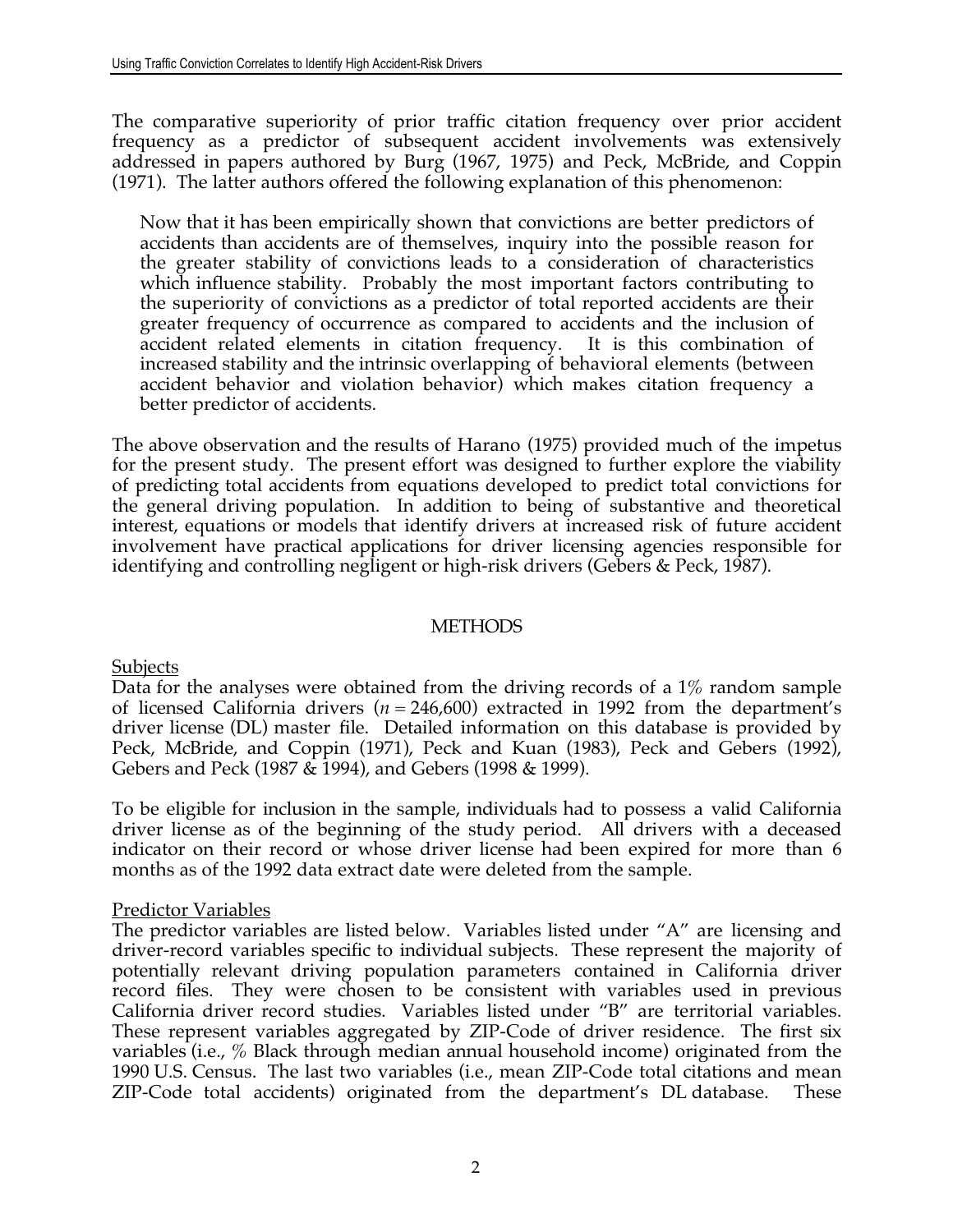The comparative superiority of prior traffic citation frequency over prior accident frequency as a predictor of subsequent accident involvements was extensively addressed in papers authored by Burg (1967, 1975) and Peck, McBride, and Coppin (1971). The latter authors offered the following explanation of this phenomenon:

> Now that it has been empirically shown that convictions are better predictors of accidents than accidents are of themselves, inquiry into the possible reason for the greater stability of convictions leads to a consideration of characteristics which influence stability. Probably the most important factors contributing to the superiority of convictions as a predictor of total reported accidents are their greater frequency of occurrence as compared to accidents and the inclusion of accident related elements in citation frequency. It is this combination of increased stability and the intrinsic overlapping of behavioral elements (between accident behavior and violation behavior) which makes citation frequency a better predictor of accidents.

The above observation and the results of Harano (1975) provided much of the impetus for the present study. The present effort was designed to further explore the viability of predicting total accidents from equations developed to predict total convictions for the general driving population. In addition to being of substantive and theoretical interest, equations or models that identify drivers at increased risk of future accident involvement have practical applications for driver licensing agencies responsible for identifying and controlling negligent or high-risk drivers (Gebers & Peck, 1987).

## METHODS

### Subjects

Data for the analyses were obtained from the driving records of a 1% random sample of licensed California drivers ($n = 246{,}600$) extracted in 1992 from the department's driver license (DL) master file. Detailed information on this database is provided by Peck, McBride, and Coppin (1971), Peck and Kuan (1983), Peck and Gebers (1992), Gebers and Peck (1987 & 1994), and Gebers (1998 & 1999).

To be eligible for inclusion in the sample, individuals had to possess a valid California driver license as of the beginning of the study period. All drivers with a deceased indicator on their record or whose driver license had been expired for more than 6 months as of the 1992 data extract date were deleted from the sample.

### Predictor Variables

The predictor variables are listed below. Variables listed under "A" are licensing and driver-record variables specific to individual subjects. These represent the majority of potentially relevant driving population parameters contained in California driver record files. They were chosen to be consistent with variables used in previous California driver record studies. Variables listed under "B" are territorial variables. These represent variables aggregated by ZIP-Code of driver residence. The first six variables (i.e., % Black through median annual household income) originated from the 1990 U.S. Census. The last two variables (i.e., mean ZIP-Code total citations and mean ZIP-Code total accidents) originated from the department's DL database. These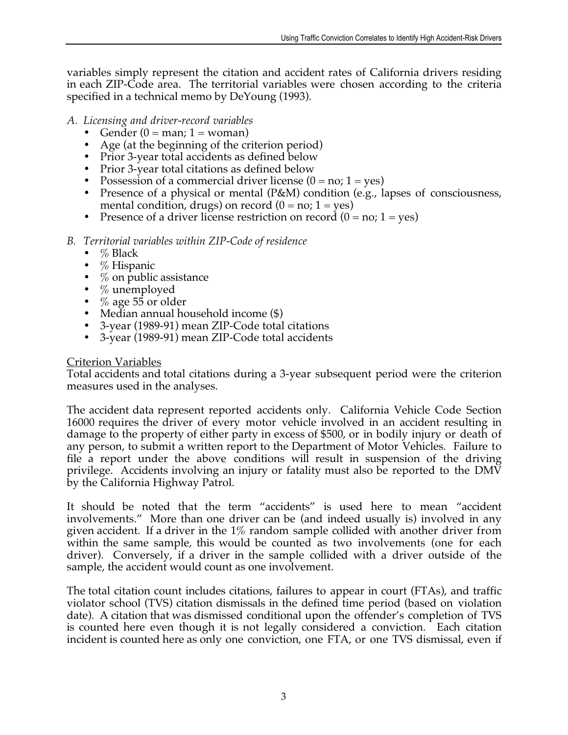variables simply represent the citation and accident rates of California drivers residing in each ZIP-Code area. The territorial variables were chosen according to the criteria specified in a technical memo by DeYoung (1993).

*A. Licensing and driver-record variables*

- Gender (0 = man; 1 = woman)
- Age (at the beginning of the criterion period)
- Prior 3-year total accidents as defined below
- Prior 3-year total citations as defined below
- Possession of a commercial driver license (0 = no; 1 = yes)
- Presence of a physical or mental (P&M) condition (e.g., lapses of consciousness, mental condition, drugs) on record (0 = no; 1 = yes)
- Presence of a driver license restriction on record (0 = no; 1 = yes)

*B. Territorial variables within ZIP-Code of residence*

- % Black
- % Hispanic
- % on public assistance
- % unemployed
- % age 55 or older
- Median annual household income ($)
- 3-year (1989-91) mean ZIP-Code total citations
- 3-year (1989-91) mean ZIP-Code total accidents

<u>Criterion Variables</u>

Total accidents and total citations during a 3-year subsequent period were the criterion measures used in the analyses.

The accident data represent reported accidents only. California Vehicle Code Section 16000 requires the driver of every motor vehicle involved in an accident resulting in damage to the property of either party in excess of $500, or in bodily injury or death of any person, to submit a written report to the Department of Motor Vehicles. Failure to file a report under the above conditions will result in suspension of the driving privilege. Accidents involving an injury or fatality must also be reported to the DMV by the California Highway Patrol.

It should be noted that the term "accidents" is used here to mean "accident involvements." More than one driver can be (and indeed usually is) involved in any given accident. If a driver in the 1% random sample collided with another driver from within the same sample, this would be counted as two involvements (one for each driver). Conversely, if a driver in the sample collided with a driver outside of the sample, the accident would count as one involvement.

The total citation count includes citations, failures to appear in court (FTAs), and traffic violator school (TVS) citation dismissals in the defined time period (based on violation date). A citation that was dismissed conditional upon the offender's completion of TVS is counted here even though it is not legally considered a conviction. Each citation incident is counted here as only one conviction, one FTA, or one TVS dismissal, even if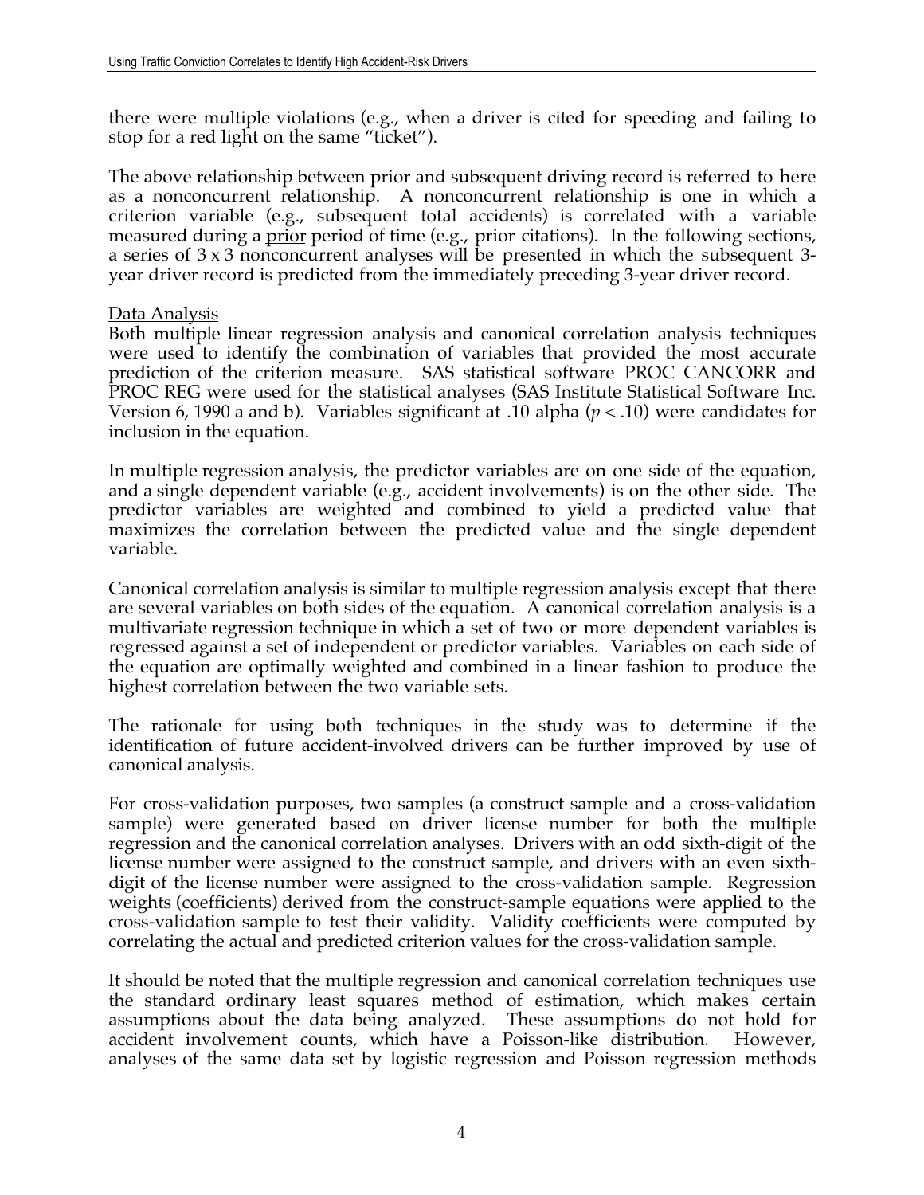there were multiple violations (e.g., when a driver is cited for speeding and failing to stop for a red light on the same "ticket").

The above relationship between prior and subsequent driving record is referred to here as a nonconcurrent relationship. A nonconcurrent relationship is one in which a criterion variable (e.g., subsequent total accidents) is correlated with a variable measured during a <u>prior</u> period of time (e.g., prior citations). In the following sections, a series of 3 x 3 nonconcurrent analyses will be presented in which the subsequent 3-year driver record is predicted from the immediately preceding 3-year driver record.

<u>Data Analysis</u>

Both multiple linear regression analysis and canonical correlation analysis techniques were used to identify the combination of variables that provided the most accurate prediction of the criterion measure. SAS statistical software PROC CANCORR and PROC REG were used for the statistical analyses (SAS Institute Statistical Software Inc. Version 6, 1990 a and b). Variables significant at .10 alpha ($p < .10$) were candidates for inclusion in the equation.

In multiple regression analysis, the predictor variables are on one side of the equation, and a single dependent variable (e.g., accident involvements) is on the other side. The predictor variables are weighted and combined to yield a predicted value that maximizes the correlation between the predicted value and the single dependent variable.

Canonical correlation analysis is similar to multiple regression analysis except that there are several variables on both sides of the equation. A canonical correlation analysis is a multivariate regression technique in which a set of two or more dependent variables is regressed against a set of independent or predictor variables. Variables on each side of the equation are optimally weighted and combined in a linear fashion to produce the highest correlation between the two variable sets.

The rationale for using both techniques in the study was to determine if the identification of future accident-involved drivers can be further improved by use of canonical analysis.

For cross-validation purposes, two samples (a construct sample and a cross-validation sample) were generated based on driver license number for both the multiple regression and the canonical correlation analyses. Drivers with an odd sixth-digit of the license number were assigned to the construct sample, and drivers with an even sixth-digit of the license number were assigned to the cross-validation sample. Regression weights (coefficients) derived from the construct-sample equations were applied to the cross-validation sample to test their validity. Validity coefficients were computed by correlating the actual and predicted criterion values for the cross-validation sample.

It should be noted that the multiple regression and canonical correlation techniques use the standard ordinary least squares method of estimation, which makes certain assumptions about the data being analyzed. These assumptions do not hold for accident involvement counts, which have a Poisson-like distribution. However, analyses of the same data set by logistic regression and Poisson regression methods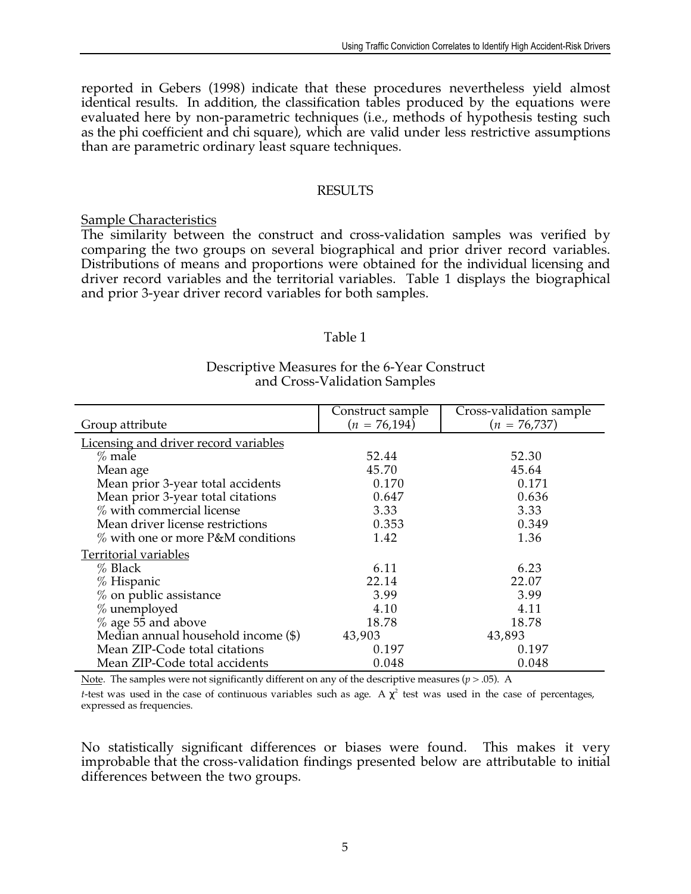reported in Gebers (1998) indicate that these procedures nevertheless yield almost identical results. In addition, the classification tables produced by the equations were evaluated here by non-parametric techniques (i.e., methods of hypothesis testing such as the phi coefficient and chi square), which are valid under less restrictive assumptions than are parametric ordinary least square techniques.

## RESULTS

### Sample Characteristics

The similarity between the construct and cross-validation samples was verified by comparing the two groups on several biographical and prior driver record variables. Distributions of means and proportions were obtained for the individual licensing and driver record variables and the territorial variables. Table 1 displays the biographical and prior 3-year driver record variables for both samples.

Table 1

Descriptive Measures for the 6-Year Construct and Cross-Validation Samples

| Group attribute | Construct sample ($n$ = 76,194) | Cross-validation sample ($n$ = 76,737) |
|---|---|---|
| Licensing and driver record variables | | |
| % male | 52.44 | 52.30 |
| Mean age | 45.70 | 45.64 |
| Mean prior 3-year total accidents | 0.170 | 0.171 |
| Mean prior 3-year total citations | 0.647 | 0.636 |
| % with commercial license | 3.33 | 3.33 |
| Mean driver license restrictions | 0.353 | 0.349 |
| % with one or more P&M conditions | 1.42 | 1.36 |
| Territorial variables | | |
| % Black | 6.11 | 6.23 |
| % Hispanic | 22.14 | 22.07 |
| % on public assistance | 3.99 | 3.99 |
| % unemployed | 4.10 | 4.11 |
| % age 55 and above | 18.78 | 18.78 |
| Median annual household income ($) | 43,903 | 43,893 |
| Mean ZIP-Code total citations | 0.197 | 0.197 |
| Mean ZIP-Code total accidents | 0.048 | 0.048 |

Note. The samples were not significantly different on any of the descriptive measures ($p > .05$). A $t$-test was used in the case of continuous variables such as age. A $\chi^2$ test was used in the case of percentages, expressed as frequencies.

No statistically significant differences or biases were found. This makes it very improbable that the cross-validation findings presented below are attributable to initial differences between the two groups.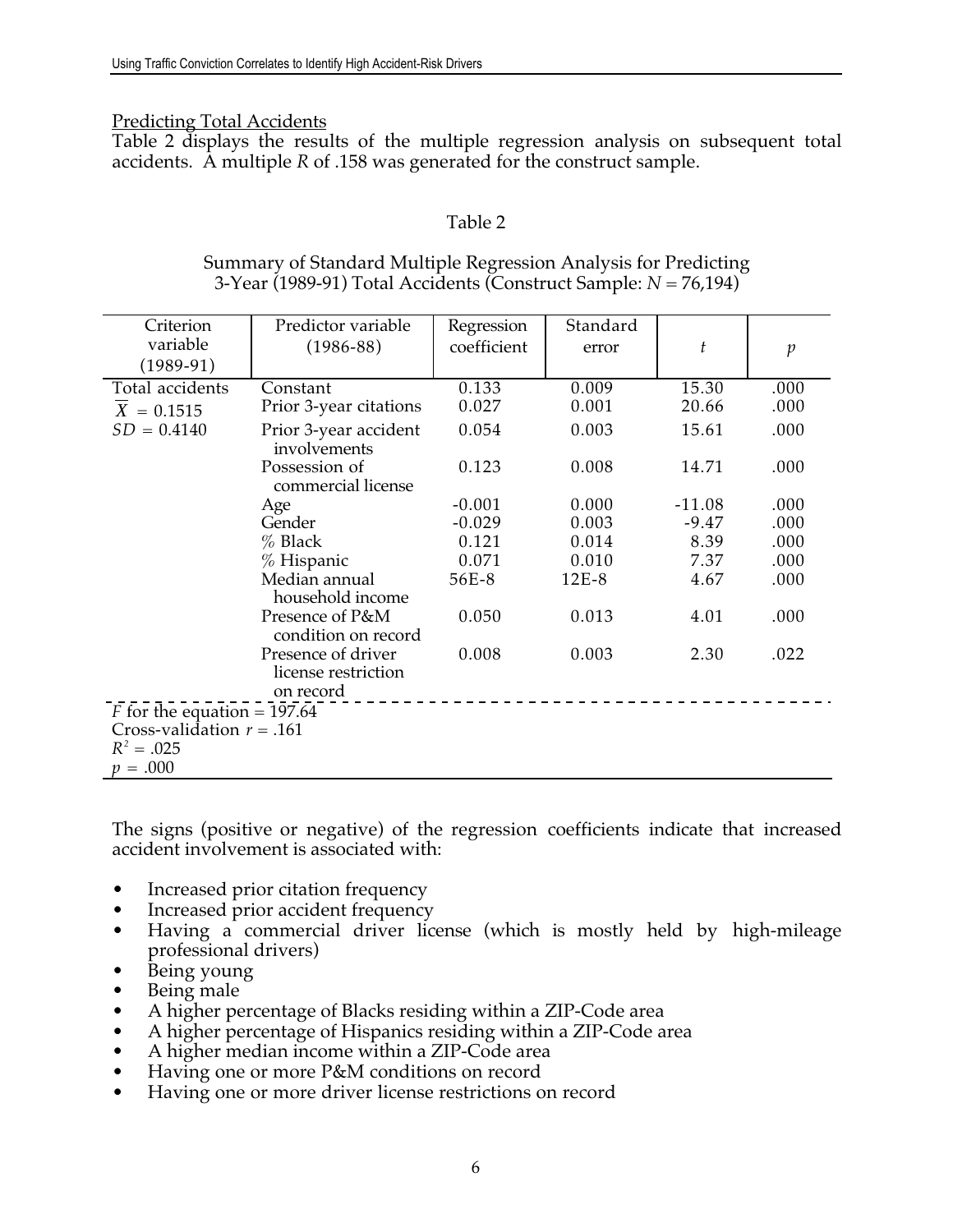Predicting Total Accidents

Table 2 displays the results of the multiple regression analysis on subsequent total accidents. A multiple *R* of .158 was generated for the construct sample.

Table 2

Summary of Standard Multiple Regression Analysis for Predicting 3-Year (1989-91) Total Accidents (Construct Sample: *N* = 76,194)

| Criterion variable (1989-91) | Predictor variable (1986-88) | Regression coefficient | Standard error | $t$ | $p$ |
|---|---|---|---|---|---|
| Total accidents | Constant | 0.133 | 0.009 | 15.30 | .000 |
| $\overline{X}$ = 0.1515 | Prior 3-year citations | 0.027 | 0.001 | 20.66 | .000 |
| $SD$ = 0.4140 | Prior 3-year accident involvements | 0.054 | 0.003 | 15.61 | .000 |
| | Possession of commercial license | 0.123 | 0.008 | 14.71 | .000 |
| | Age | -0.001 | 0.000 | -11.08 | .000 |
| | Gender | -0.029 | 0.003 | -9.47 | .000 |
| | % Black | 0.121 | 0.014 | 8.39 | .000 |
| | % Hispanic | 0.071 | 0.010 | 7.37 | .000 |
| | Median annual household income | 56E-8 | 12E-8 | 4.67 | .000 |
| | Presence of P&M condition on record | 0.050 | 0.013 | 4.01 | .000 |
| | Presence of driver license restriction on record | 0.008 | 0.003 | 2.30 | .022 |

$F$ for the equation = 197.64
Cross-validation $r$ = .161
$R^2$ = .025
$p$ = .000

The signs (positive or negative) of the regression coefficients indicate that increased accident involvement is associated with:

- Increased prior citation frequency
- Increased prior accident frequency
- Having a commercial driver license (which is mostly held by high-mileage professional drivers)
- Being young
- Being male
- A higher percentage of Blacks residing within a ZIP-Code area
- A higher percentage of Hispanics residing within a ZIP-Code area
- A higher median income within a ZIP-Code area
- Having one or more P&M conditions on record
- Having one or more driver license restrictions on record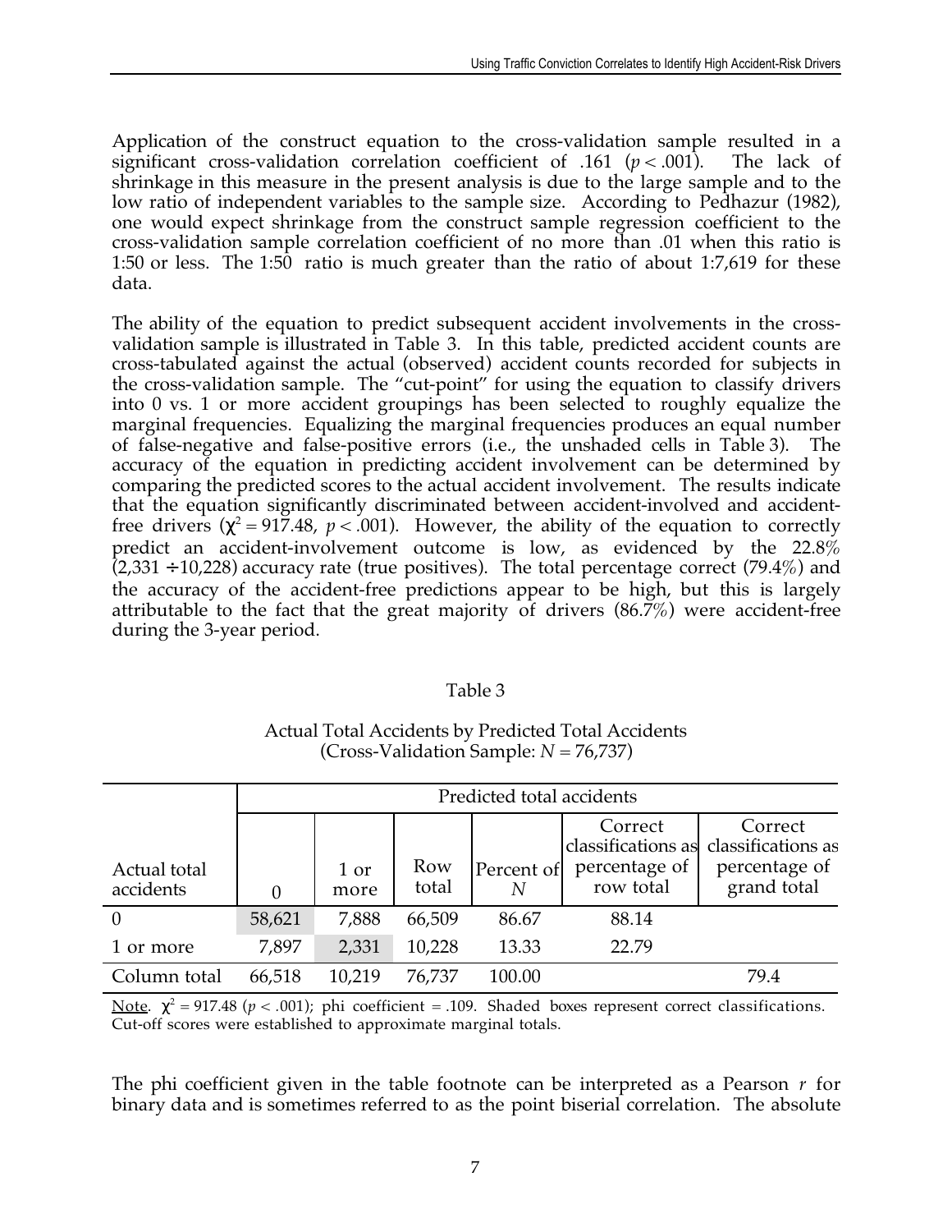Application of the construct equation to the cross-validation sample resulted in a significant cross-validation correlation coefficient of .161 ($p < .001$). The lack of shrinkage in this measure in the present analysis is due to the large sample and to the low ratio of independent variables to the sample size. According to Pedhazur (1982), one would expect shrinkage from the construct sample regression coefficient to the cross-validation sample correlation coefficient of no more than .01 when this ratio is 1:50 or less. The 1:50 ratio is much greater than the ratio of about 1:7,619 for these data.

The ability of the equation to predict subsequent accident involvements in the cross-validation sample is illustrated in Table 3. In this table, predicted accident counts are cross-tabulated against the actual (observed) accident counts recorded for subjects in the cross-validation sample. The "cut-point" for using the equation to classify drivers into 0 vs. 1 or more accident groupings has been selected to roughly equalize the marginal frequencies. Equalizing the marginal frequencies produces an equal number of false-negative and false-positive errors (i.e., the unshaded cells in Table 3). The accuracy of the equation in predicting accident involvement can be determined by comparing the predicted scores to the actual accident involvement. The results indicate that the equation significantly discriminated between accident-involved and accident-free drivers ($\chi^2 = 917.48$, $p < .001$). However, the ability of the equation to correctly predict an accident-involvement outcome is low, as evidenced by the 22.8% (2,331 ÷10,228) accuracy rate (true positives). The total percentage correct (79.4%) and the accuracy of the accident-free predictions appear to be high, but this is largely attributable to the fact that the great majority of drivers (86.7%) were accident-free during the 3-year period.

Table 3

Actual Total Accidents by Predicted Total Accidents (Cross-Validation Sample: $N = 76{,}737$)

| | Predicted total accidents | | | | | |
|---|---|---|---|---|---|---|
| Actual total accidents | 0 | 1 or more | Row total | Percent of $N$ | Correct classifications as percentage of row total | Correct classifications as percentage of grand total |
| 0 | 58,621 | 7,888 | 66,509 | 86.67 | 88.14 | |
| 1 or more | 7,897 | 2,331 | 10,228 | 13.33 | 22.79 | |
| Column total | 66,518 | 10,219 | 76,737 | 100.00 | | 79.4 |

Note. $\chi^2 = 917.48$ ($p < .001$); phi coefficient = .109. Shaded boxes represent correct classifications. Cut-off scores were established to approximate marginal totals.

The phi coefficient given in the table footnote can be interpreted as a Pearson $r$ for binary data and is sometimes referred to as the point biserial correlation. The absolute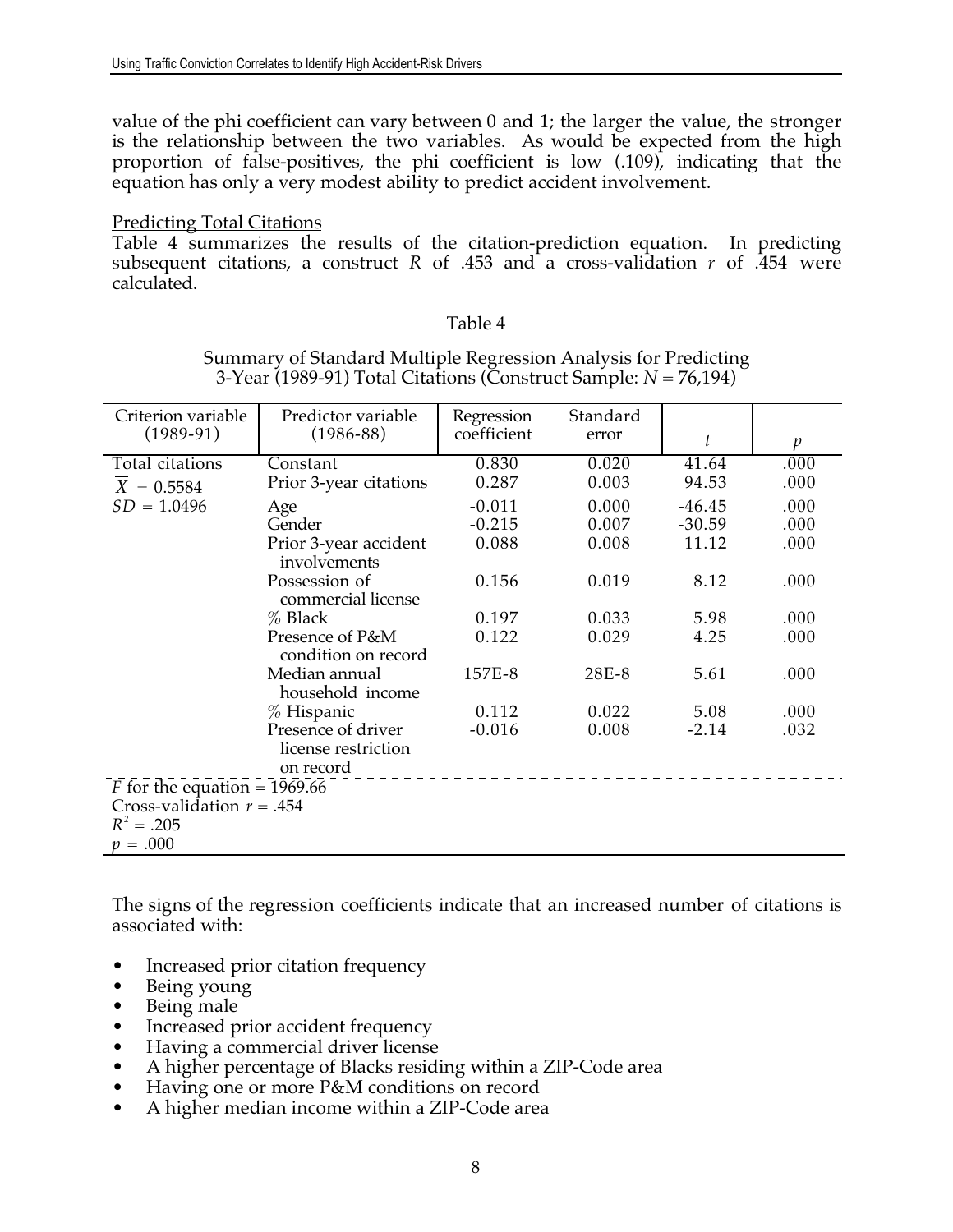value of the phi coefficient can vary between 0 and 1; the larger the value, the stronger is the relationship between the two variables. As would be expected from the high proportion of false-positives, the phi coefficient is low (.109), indicating that the equation has only a very modest ability to predict accident involvement.

Predicting Total Citations

Table 4 summarizes the results of the citation-prediction equation. In predicting subsequent citations, a construct $R$ of .453 and a cross-validation $r$ of .454 were calculated.

Table 4

Summary of Standard Multiple Regression Analysis for Predicting 3-Year (1989-91) Total Citations (Construct Sample: $N = 76{,}194$)

| Criterion variable (1989-91) | Predictor variable (1986-88) | Regression coefficient | Standard error | $t$ | $p$ |
|---|---|---|---|---|---|
| Total citations | Constant | 0.830 | 0.020 | 41.64 | .000 |
| $\overline{X} = 0.5584$ | Prior 3-year citations | 0.287 | 0.003 | 94.53 | .000 |
| $SD = 1.0496$ | Age | -0.011 | 0.000 | -46.45 | .000 |
| | Gender | -0.215 | 0.007 | -30.59 | .000 |
| | Prior 3-year accident involvements | 0.088 | 0.008 | 11.12 | .000 |
| | Possession of commercial license | 0.156 | 0.019 | 8.12 | .000 |
| | % Black | 0.197 | 0.033 | 5.98 | .000 |
| | Presence of P&M condition on record | 0.122 | 0.029 | 4.25 | .000 |
| | Median annual household income | 157E-8 | 28E-8 | 5.61 | .000 |
| | % Hispanic | 0.112 | 0.022 | 5.08 | .000 |
| | Presence of driver license restriction on record | -0.016 | 0.008 | -2.14 | .032 |

$F$ for the equation = 1969.66
Cross-validation $r$ = .454
$R^2$ = .205
$p$ = .000

The signs of the regression coefficients indicate that an increased number of citations is associated with:

- Increased prior citation frequency
- Being young
- Being male
- Increased prior accident frequency
- Having a commercial driver license
- A higher percentage of Blacks residing within a ZIP-Code area
- Having one or more P&M conditions on record
- A higher median income within a ZIP-Code area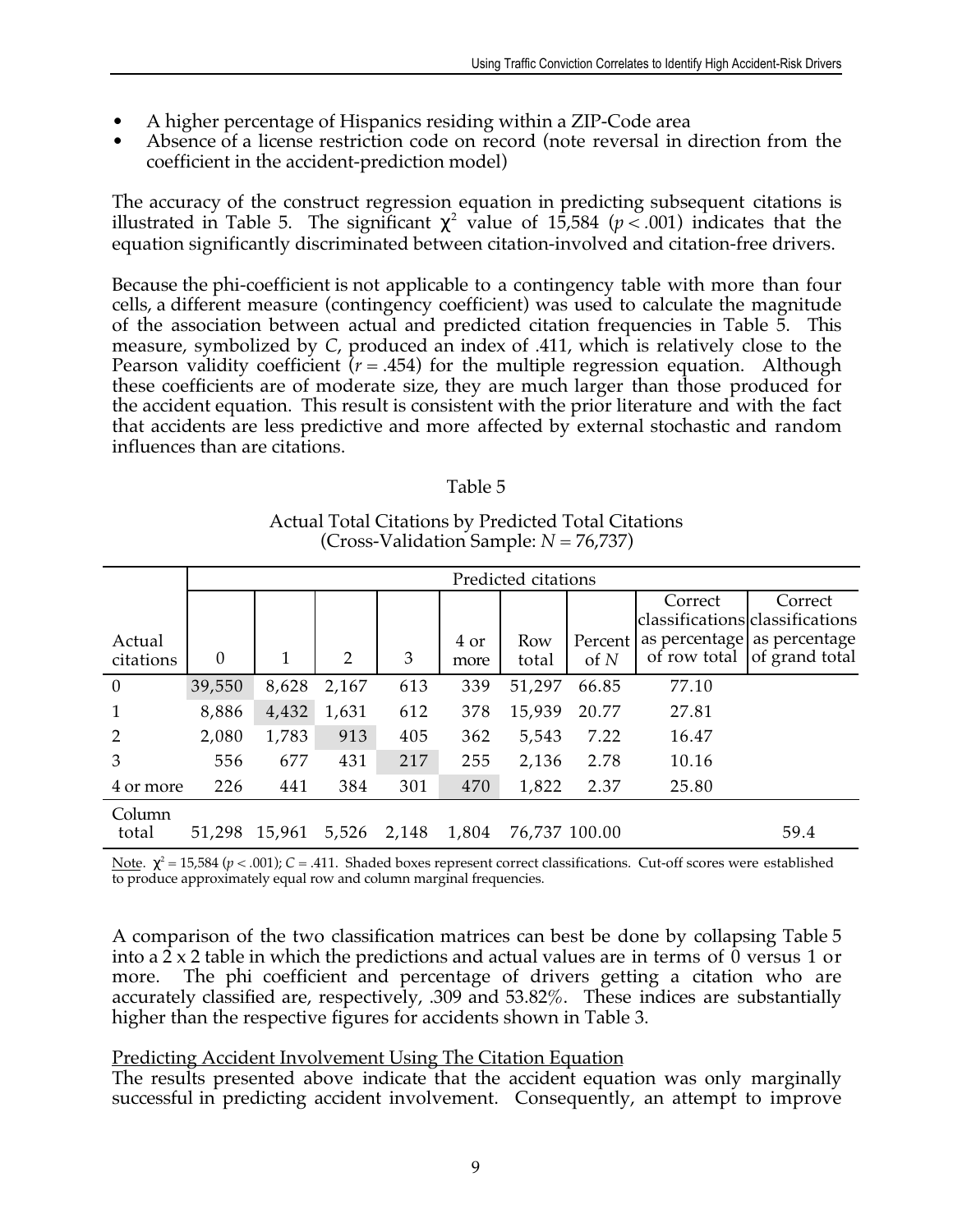- A higher percentage of Hispanics residing within a ZIP-Code area
- Absence of a license restriction code on record (note reversal in direction from the coefficient in the accident-prediction model)

The accuracy of the construct regression equation in predicting subsequent citations is illustrated in Table 5. The significant $\chi^2$ value of 15,584 ($p < .001$) indicates that the equation significantly discriminated between citation-involved and citation-free drivers.

Because the phi-coefficient is not applicable to a contingency table with more than four cells, a different measure (contingency coefficient) was used to calculate the magnitude of the association between actual and predicted citation frequencies in Table 5. This measure, symbolized by *C*, produced an index of .411, which is relatively close to the Pearson validity coefficient ($r = .454$) for the multiple regression equation. Although these coefficients are of moderate size, they are much larger than those produced for the accident equation. This result is consistent with the prior literature and with the fact that accidents are less predictive and more affected by external stochastic and random influences than are citations.

Table 5

Actual Total Citations by Predicted Total Citations
(Cross-Validation Sample: $N = 76{,}737$)

| | Predicted citations | | | | | | | | |
|---|---|---|---|---|---|---|---|---|---|
| Actual citations | 0 | 1 | 2 | 3 | 4 or more | Row total | Percent of *N* | Correct classifications as percentage of row total | Correct classifications as percentage of grand total |
| 0 | 39,550 | 8,628 | 2,167 | 613 | 339 | 51,297 | 66.85 | 77.10 | |
| 1 | 8,886 | 4,432 | 1,631 | 612 | 378 | 15,939 | 20.77 | 27.81 | |
| 2 | 2,080 | 1,783 | 913 | 405 | 362 | 5,543 | 7.22 | 16.47 | |
| 3 | 556 | 677 | 431 | 217 | 255 | 2,136 | 2.78 | 10.16 | |
| 4 or more | 226 | 441 | 384 | 301 | 470 | 1,822 | 2.37 | 25.80 | |
| Column total | 51,298 | 15,961 | 5,526 | 2,148 | 1,804 | 76,737 | 100.00 | | 59.4 |

Note. $\chi^2 = 15{,}584$ ($p < .001$); $C = .411$. Shaded boxes represent correct classifications. Cut-off scores were established to produce approximately equal row and column marginal frequencies.

A comparison of the two classification matrices can best be done by collapsing Table 5 into a 2 x 2 table in which the predictions and actual values are in terms of 0 versus 1 or more. The phi coefficient and percentage of drivers getting a citation who are accurately classified are, respectively, .309 and 53.82%. These indices are substantially higher than the respective figures for accidents shown in Table 3.

Predicting Accident Involvement Using The Citation Equation

The results presented above indicate that the accident equation was only marginally successful in predicting accident involvement. Consequently, an attempt to improve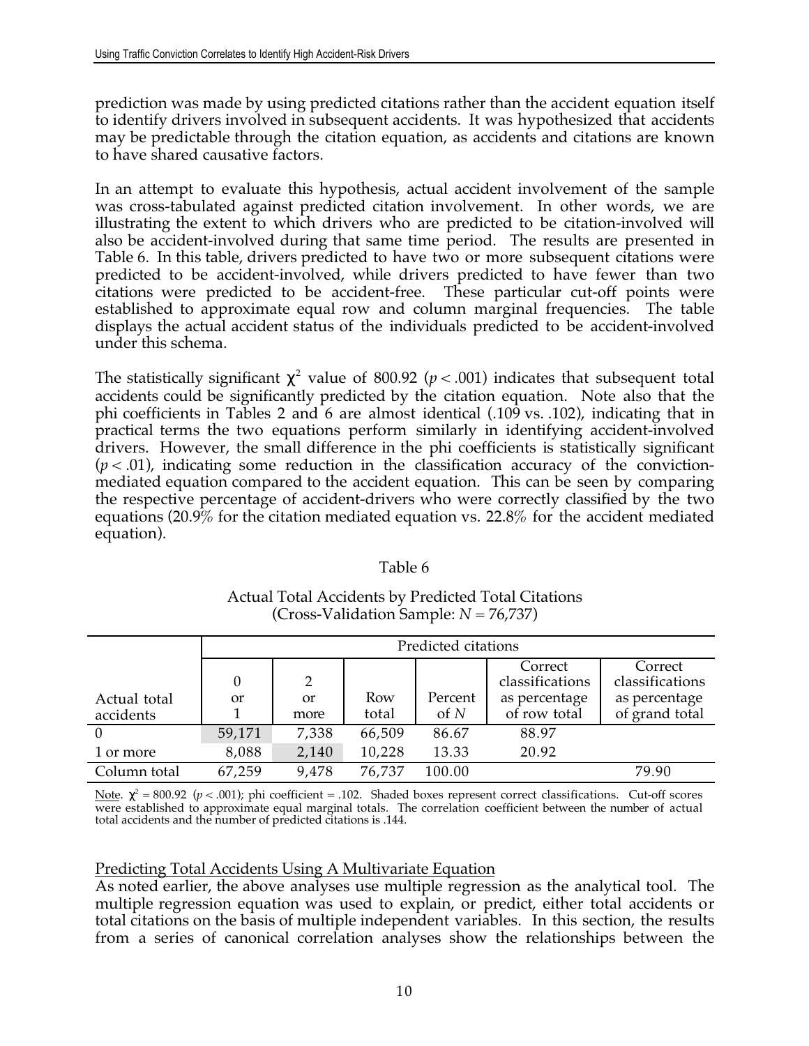prediction was made by using predicted citations rather than the accident equation itself to identify drivers involved in subsequent accidents. It was hypothesized that accidents may be predictable through the citation equation, as accidents and citations are known to have shared causative factors.

In an attempt to evaluate this hypothesis, actual accident involvement of the sample was cross-tabulated against predicted citation involvement. In other words, we are illustrating the extent to which drivers who are predicted to be citation-involved will also be accident-involved during that same time period. The results are presented in Table 6. In this table, drivers predicted to have two or more subsequent citations were predicted to be accident-involved, while drivers predicted to have fewer than two citations were predicted to be accident-free. These particular cut-off points were established to approximate equal row and column marginal frequencies. The table displays the actual accident status of the individuals predicted to be accident-involved under this schema.

The statistically significant $\chi^2$ value of 800.92 ($p < .001$) indicates that subsequent total accidents could be significantly predicted by the citation equation. Note also that the phi coefficients in Tables 2 and 6 are almost identical (.109 vs. .102), indicating that in practical terms the two equations perform similarly in identifying accident-involved drivers. However, the small difference in the phi coefficients is statistically significant ($p < .01$), indicating some reduction in the classification accuracy of the conviction-mediated equation compared to the accident equation. This can be seen by comparing the respective percentage of accident-drivers who were correctly classified by the two equations (20.9% for the citation mediated equation vs. 22.8% for the accident mediated equation).

Table 6

Actual Total Accidents by Predicted Total Citations
(Cross-Validation Sample: $N$ = 76,737)

| | Predicted citations | | | | | |
|---|---|---|---|---|---|---|
| Actual total accidents | 0 or 1 | 2 or more | Row total | Percent of $N$ | Correct classifications as percentage of row total | Correct classifications as percentage of grand total |
| 0 | 59,171 | 7,338 | 66,509 | 86.67 | 88.97 | |
| 1 or more | 8,088 | 2,140 | 10,228 | 13.33 | 20.92 | |
| Column total | 67,259 | 9,478 | 76,737 | 100.00 | | 79.90 |

Note. $\chi^2$ = 800.92 ($p < .001$); phi coefficient = .102. Shaded boxes represent correct classifications. Cut-off scores were established to approximate equal marginal totals. The correlation coefficient between the number of actual total accidents and the number of predicted citations is .144.

## Predicting Total Accidents Using A Multivariate Equation

As noted earlier, the above analyses use multiple regression as the analytical tool. The multiple regression equation was used to explain, or predict, either total accidents or total citations on the basis of multiple independent variables. In this section, the results from a series of canonical correlation analyses show the relationships between the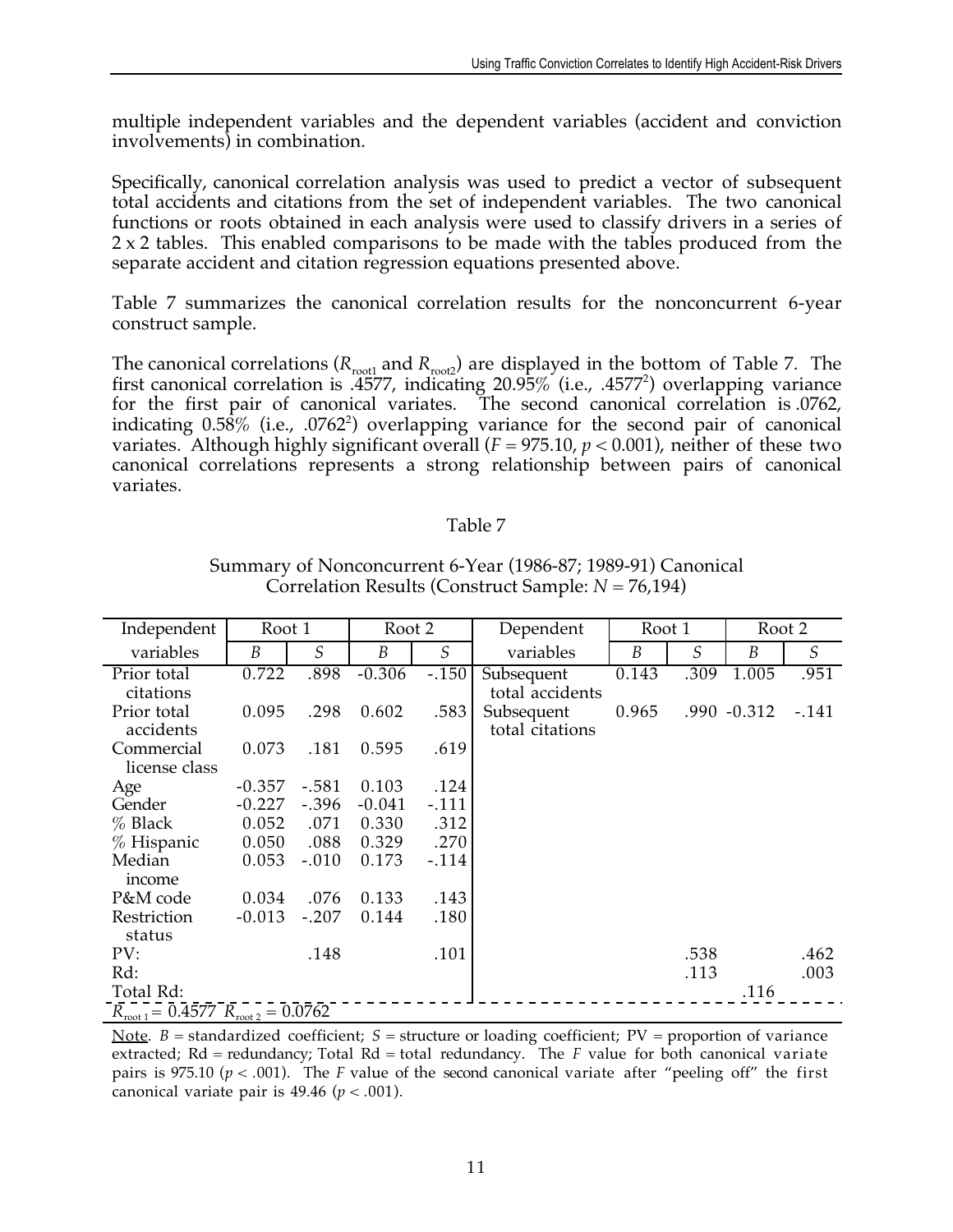multiple independent variables and the dependent variables (accident and conviction involvements) in combination.

Specifically, canonical correlation analysis was used to predict a vector of subsequent total accidents and citations from the set of independent variables. The two canonical functions or roots obtained in each analysis were used to classify drivers in a series of 2 x 2 tables. This enabled comparisons to be made with the tables produced from the separate accident and citation regression equations presented above.

Table 7 summarizes the canonical correlation results for the nonconcurrent 6-year construct sample.

The canonical correlations ($R_{root1}$ and $R_{root2}$) are displayed in the bottom of Table 7. The first canonical correlation is .4577, indicating 20.95% (i.e., $.4577^2$) overlapping variance for the first pair of canonical variates. The second canonical correlation is .0762, indicating 0.58% (i.e., $.0762^2$) overlapping variance for the second pair of canonical variates. Although highly significant overall ($F = 975.10$, $p < 0.001$), neither of these two canonical correlations represents a strong relationship between pairs of canonical variates.

Table 7

Summary of Nonconcurrent 6-Year (1986-87; 1989-91) Canonical Correlation Results (Construct Sample: $N = 76{,}194$)

| Independent | Root 1 | | Root 2 | | Dependent | Root 1 | | Root 2 | |
|---|---|---|---|---|---|---|---|---|---|
| variables | *B* | *S* | *B* | *S* | variables | *B* | *S* | *B* | *S* |
| Prior total citations | 0.722 | .898 | -0.306 | -.150 | Subsequent total accidents | 0.143 | .309 | 1.005 | .951 |
| Prior total accidents | 0.095 | .298 | 0.602 | .583 | Subsequent total citations | 0.965 | .990 | -0.312 | -.141 |
| Commercial license class | 0.073 | .181 | 0.595 | .619 | | | | | |
| Age | -0.357 | -.581 | 0.103 | .124 | | | | | |
| Gender | -0.227 | -.396 | -0.041 | -.111 | | | | | |
| % Black | 0.052 | .071 | 0.330 | .312 | | | | | |
| % Hispanic | 0.050 | .088 | 0.329 | .270 | | | | | |
| Median income | 0.053 | -.010 | 0.173 | -.114 | | | | | |
| P&M code | 0.034 | .076 | 0.133 | .143 | | | | | |
| Restriction status | -0.013 | -.207 | 0.144 | .180 | | | | | |
| PV: | | .148 | | .101 | | | .538 | | .462 |
| Rd: | | | | | | | .113 | | .003 |
| Total Rd: | | | | | | | | .116 | |
| $R_{root\ 1} = 0.4577$ $R_{root\ 2} = 0.0762$ | | | | | | | | | |

Note. $B$ = standardized coefficient; $S$ = structure or loading coefficient; PV = proportion of variance extracted; Rd = redundancy; Total Rd = total redundancy. The $F$ value for both canonical variate pairs is 975.10 ($p < .001$). The $F$ value of the second canonical variate after "peeling off" the first canonical variate pair is 49.46 ($p < .001$).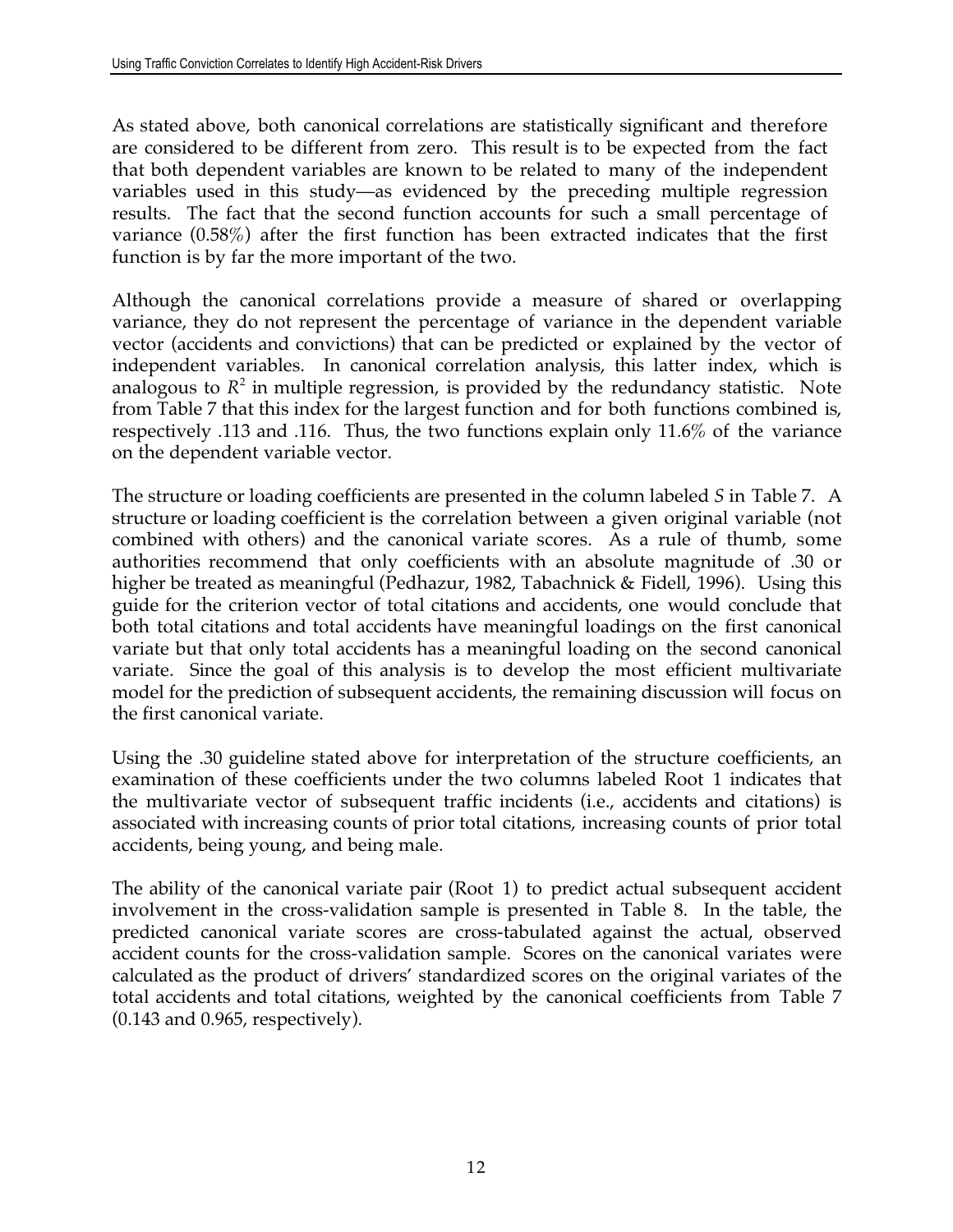As stated above, both canonical correlations are statistically significant and therefore are considered to be different from zero. This result is to be expected from the fact that both dependent variables are known to be related to many of the independent variables used in this study—as evidenced by the preceding multiple regression results. The fact that the second function accounts for such a small percentage of variance (0.58%) after the first function has been extracted indicates that the first function is by far the more important of the two.

Although the canonical correlations provide a measure of shared or overlapping variance, they do not represent the percentage of variance in the dependent variable vector (accidents and convictions) that can be predicted or explained by the vector of independent variables. In canonical correlation analysis, this latter index, which is analogous to $R^2$ in multiple regression, is provided by the redundancy statistic. Note from Table 7 that this index for the largest function and for both functions combined is, respectively .113 and .116. Thus, the two functions explain only 11.6% of the variance on the dependent variable vector.

The structure or loading coefficients are presented in the column labeled *S* in Table 7. A structure or loading coefficient is the correlation between a given original variable (not combined with others) and the canonical variate scores. As a rule of thumb, some authorities recommend that only coefficients with an absolute magnitude of .30 or higher be treated as meaningful (Pedhazur, 1982, Tabachnick & Fidell, 1996). Using this guide for the criterion vector of total citations and accidents, one would conclude that both total citations and total accidents have meaningful loadings on the first canonical variate but that only total accidents has a meaningful loading on the second canonical variate. Since the goal of this analysis is to develop the most efficient multivariate model for the prediction of subsequent accidents, the remaining discussion will focus on the first canonical variate.

Using the .30 guideline stated above for interpretation of the structure coefficients, an examination of these coefficients under the two columns labeled Root 1 indicates that the multivariate vector of subsequent traffic incidents (i.e., accidents and citations) is associated with increasing counts of prior total citations, increasing counts of prior total accidents, being young, and being male.

The ability of the canonical variate pair (Root 1) to predict actual subsequent accident involvement in the cross-validation sample is presented in Table 8. In the table, the predicted canonical variate scores are cross-tabulated against the actual, observed accident counts for the cross-validation sample. Scores on the canonical variates were calculated as the product of drivers' standardized scores on the original variates of the total accidents and total citations, weighted by the canonical coefficients from Table 7 (0.143 and 0.965, respectively).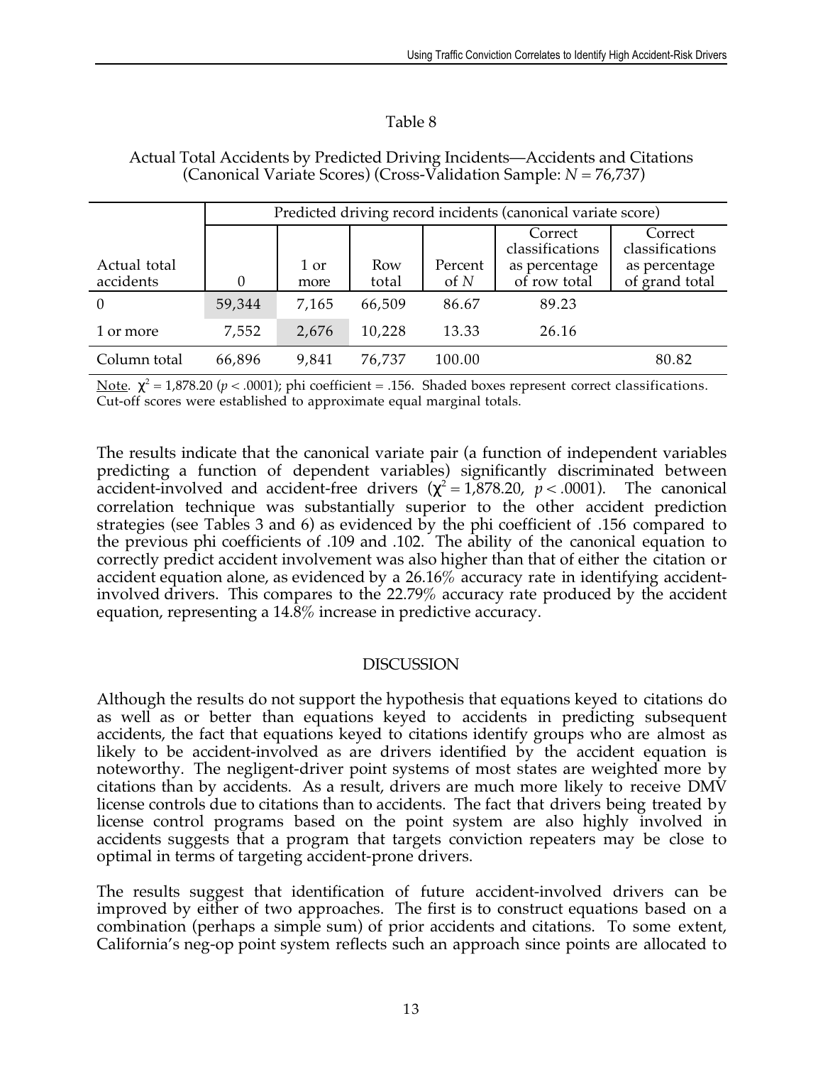Table 8

Actual Total Accidents by Predicted Driving Incidents—Accidents and Citations (Canonical Variate Scores) (Cross-Validation Sample: $N = 76{,}737$)

| | Predicted driving record incidents (canonical variate score) | | | | | |
|---|---|---|---|---|---|---|
| Actual total accidents | 0 | 1 or more | Row total | Percent of $N$ | Correct classifications as percentage of row total | Correct classifications as percentage of grand total |
| 0 | 59,344 | 7,165 | 66,509 | 86.67 | 89.23 | |
| 1 or more | 7,552 | 2,676 | 10,228 | 13.33 | 26.16 | |
| Column total | 66,896 | 9,841 | 76,737 | 100.00 | | 80.82 |

Note. $\chi^2 = 1{,}878.20$ ($p < .0001$); phi coefficient = .156. Shaded boxes represent correct classifications. Cut-off scores were established to approximate equal marginal totals.

The results indicate that the canonical variate pair (a function of independent variables predicting a function of dependent variables) significantly discriminated between accident-involved and accident-free drivers ($\chi^2 = 1{,}878.20$, $p < .0001$). The canonical correlation technique was substantially superior to the other accident prediction strategies (see Tables 3 and 6) as evidenced by the phi coefficient of .156 compared to the previous phi coefficients of .109 and .102. The ability of the canonical equation to correctly predict accident involvement was also higher than that of either the citation or accident equation alone, as evidenced by a 26.16% accuracy rate in identifying accident-involved drivers. This compares to the 22.79% accuracy rate produced by the accident equation, representing a 14.8% increase in predictive accuracy.

## DISCUSSION

Although the results do not support the hypothesis that equations keyed to citations do as well as or better than equations keyed to accidents in predicting subsequent accidents, the fact that equations keyed to citations identify groups who are almost as likely to be accident-involved as are drivers identified by the accident equation is noteworthy. The negligent-driver point systems of most states are weighted more by citations than by accidents. As a result, drivers are much more likely to receive DMV license controls due to citations than to accidents. The fact that drivers being treated by license control programs based on the point system are also highly involved in accidents suggests that a program that targets conviction repeaters may be close to optimal in terms of targeting accident-prone drivers.

The results suggest that identification of future accident-involved drivers can be improved by either of two approaches. The first is to construct equations based on a combination (perhaps a simple sum) of prior accidents and citations. To some extent, California's neg-op point system reflects such an approach since points are allocated to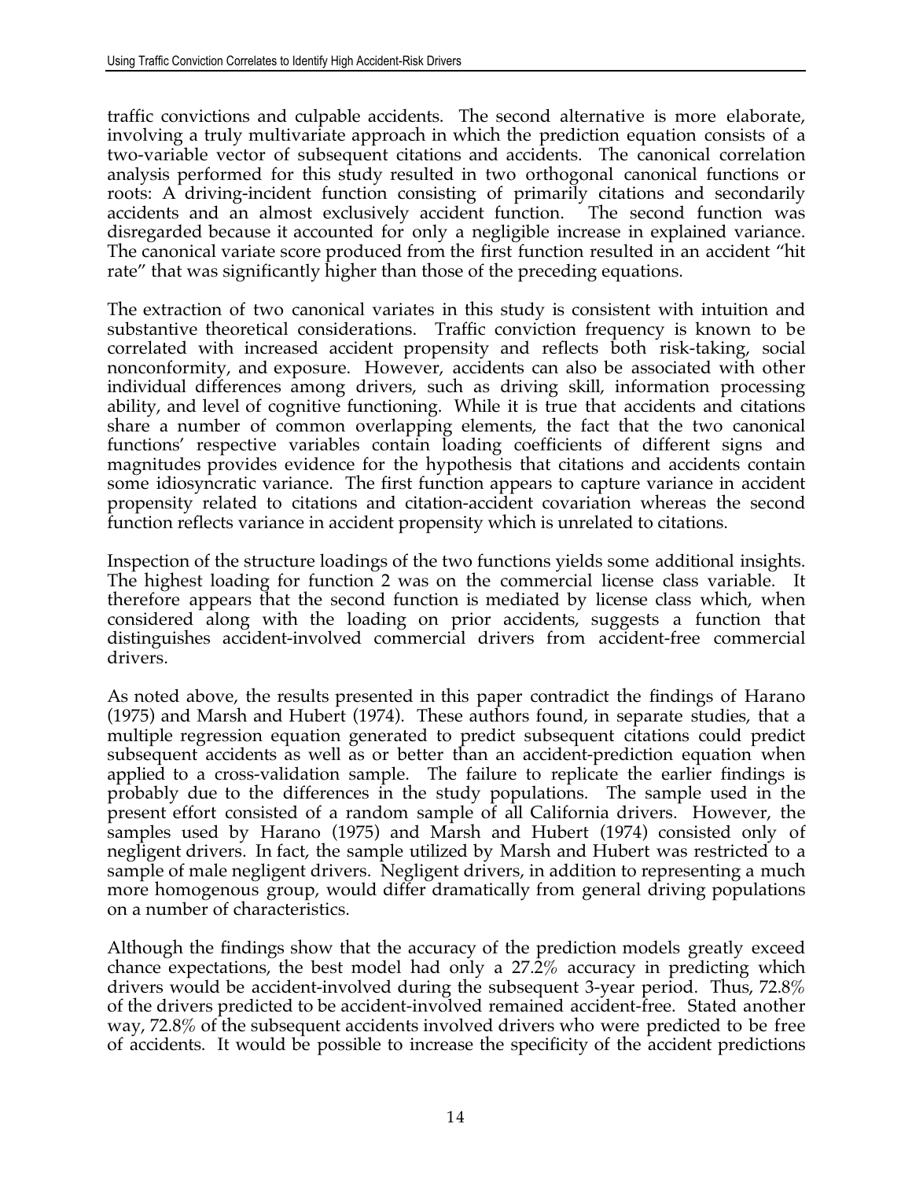traffic convictions and culpable accidents. The second alternative is more elaborate, involving a truly multivariate approach in which the prediction equation consists of a two-variable vector of subsequent citations and accidents. The canonical correlation analysis performed for this study resulted in two orthogonal canonical functions or roots: A driving-incident function consisting of primarily citations and secondarily accidents and an almost exclusively accident function. The second function was disregarded because it accounted for only a negligible increase in explained variance. The canonical variate score produced from the first function resulted in an accident "hit rate" that was significantly higher than those of the preceding equations.

The extraction of two canonical variates in this study is consistent with intuition and substantive theoretical considerations. Traffic conviction frequency is known to be correlated with increased accident propensity and reflects both risk-taking, social nonconformity, and exposure. However, accidents can also be associated with other individual differences among drivers, such as driving skill, information processing ability, and level of cognitive functioning. While it is true that accidents and citations share a number of common overlapping elements, the fact that the two canonical functions' respective variables contain loading coefficients of different signs and magnitudes provides evidence for the hypothesis that citations and accidents contain some idiosyncratic variance. The first function appears to capture variance in accident propensity related to citations and citation-accident covariation whereas the second function reflects variance in accident propensity which is unrelated to citations.

Inspection of the structure loadings of the two functions yields some additional insights. The highest loading for function 2 was on the commercial license class variable. It therefore appears that the second function is mediated by license class which, when considered along with the loading on prior accidents, suggests a function that distinguishes accident-involved commercial drivers from accident-free commercial drivers.

As noted above, the results presented in this paper contradict the findings of Harano (1975) and Marsh and Hubert (1974). These authors found, in separate studies, that a multiple regression equation generated to predict subsequent citations could predict subsequent accidents as well as or better than an accident-prediction equation when applied to a cross-validation sample. The failure to replicate the earlier findings is probably due to the differences in the study populations. The sample used in the present effort consisted of a random sample of all California drivers. However, the samples used by Harano (1975) and Marsh and Hubert (1974) consisted only of negligent drivers. In fact, the sample utilized by Marsh and Hubert was restricted to a sample of male negligent drivers. Negligent drivers, in addition to representing a much more homogenous group, would differ dramatically from general driving populations on a number of characteristics.

Although the findings show that the accuracy of the prediction models greatly exceed chance expectations, the best model had only a 27.2% accuracy in predicting which drivers would be accident-involved during the subsequent 3-year period. Thus, 72.8% of the drivers predicted to be accident-involved remained accident-free. Stated another way, 72.8% of the subsequent accidents involved drivers who were predicted to be free of accidents. It would be possible to increase the specificity of the accident predictions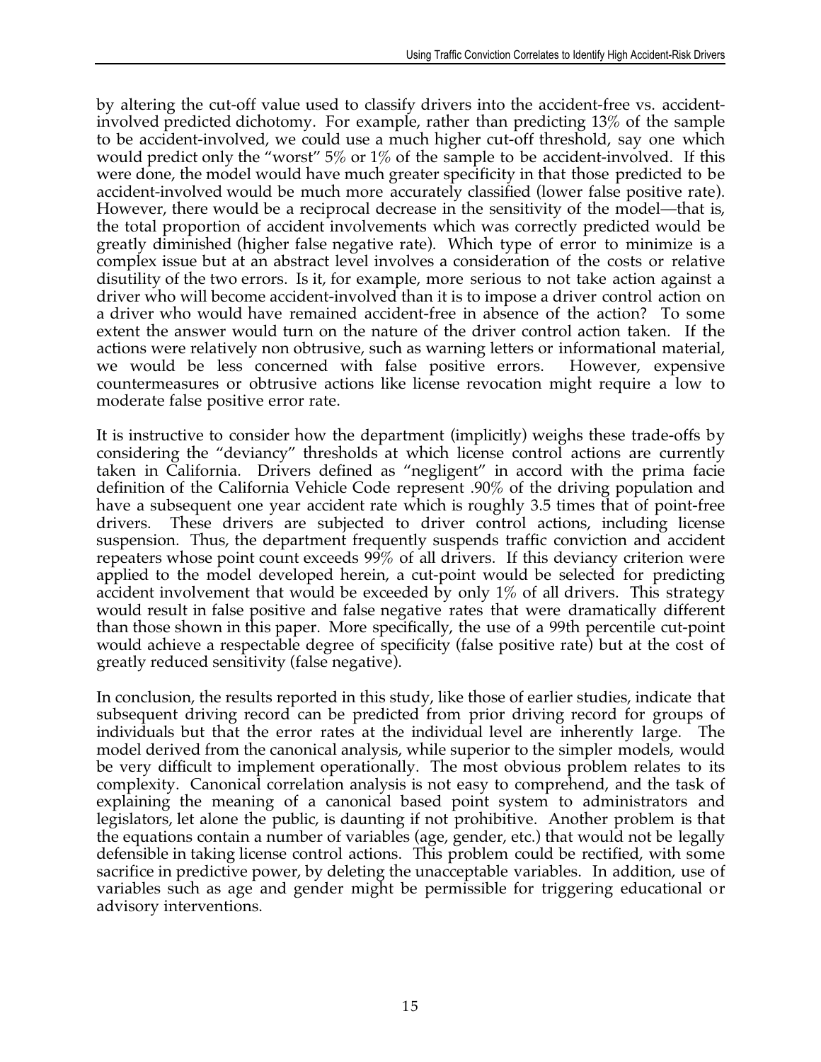by altering the cut-off value used to classify drivers into the accident-free vs. accident-involved predicted dichotomy. For example, rather than predicting 13% of the sample to be accident-involved, we could use a much higher cut-off threshold, say one which would predict only the "worst" 5% or 1% of the sample to be accident-involved. If this were done, the model would have much greater specificity in that those predicted to be accident-involved would be much more accurately classified (lower false positive rate). However, there would be a reciprocal decrease in the sensitivity of the model—that is, the total proportion of accident involvements which was correctly predicted would be greatly diminished (higher false negative rate). Which type of error to minimize is a complex issue but at an abstract level involves a consideration of the costs or relative disutility of the two errors. Is it, for example, more serious to not take action against a driver who will become accident-involved than it is to impose a driver control action on a driver who would have remained accident-free in absence of the action? To some extent the answer would turn on the nature of the driver control action taken. If the actions were relatively non obtrusive, such as warning letters or informational material, we would be less concerned with false positive errors. However, expensive countermeasures or obtrusive actions like license revocation might require a low to moderate false positive error rate.

It is instructive to consider how the department (implicitly) weighs these trade-offs by considering the "deviancy" thresholds at which license control actions are currently taken in California. Drivers defined as "negligent" in accord with the prima facie definition of the California Vehicle Code represent .90% of the driving population and have a subsequent one year accident rate which is roughly 3.5 times that of point-free drivers. These drivers are subjected to driver control actions, including license suspension. Thus, the department frequently suspends traffic conviction and accident repeaters whose point count exceeds 99% of all drivers. If this deviancy criterion were applied to the model developed herein, a cut-point would be selected for predicting accident involvement that would be exceeded by only 1% of all drivers. This strategy would result in false positive and false negative rates that were dramatically different than those shown in this paper. More specifically, the use of a 99th percentile cut-point would achieve a respectable degree of specificity (false positive rate) but at the cost of greatly reduced sensitivity (false negative).

In conclusion, the results reported in this study, like those of earlier studies, indicate that subsequent driving record can be predicted from prior driving record for groups of individuals but that the error rates at the individual level are inherently large. The model derived from the canonical analysis, while superior to the simpler models, would be very difficult to implement operationally. The most obvious problem relates to its complexity. Canonical correlation analysis is not easy to comprehend, and the task of explaining the meaning of a canonical based point system to administrators and legislators, let alone the public, is daunting if not prohibitive. Another problem is that the equations contain a number of variables (age, gender, etc.) that would not be legally defensible in taking license control actions. This problem could be rectified, with some sacrifice in predictive power, by deleting the unacceptable variables. In addition, use of variables such as age and gender might be permissible for triggering educational or advisory interventions.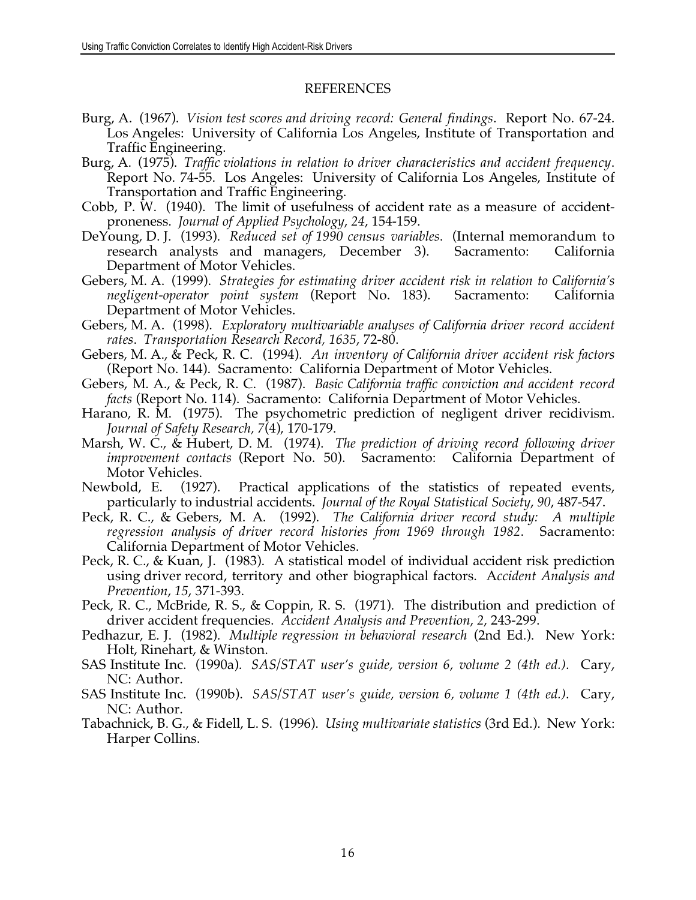## REFERENCES

Burg, A. (1967). *Vision test scores and driving record: General findings*. Report No. 67-24. Los Angeles: University of California Los Angeles, Institute of Transportation and Traffic Engineering.

Burg, A. (1975). *Traffic violations in relation to driver characteristics and accident frequency*. Report No. 74-55. Los Angeles: University of California Los Angeles, Institute of Transportation and Traffic Engineering.

Cobb, P. W. (1940). The limit of usefulness of accident rate as a measure of accident-proneness. *Journal of Applied Psychology*, *24*, 154-159.

DeYoung, D. J. (1993). *Reduced set of 1990 census variables*. (Internal memorandum to research analysts and managers, December 3). Sacramento: California Department of Motor Vehicles.

Gebers, M. A. (1999). *Strategies for estimating driver accident risk in relation to California's negligent-operator point system* (Report No. 183). Sacramento: California Department of Motor Vehicles.

Gebers, M. A. (1998). *Exploratory multivariable analyses of California driver record accident rates*. *Transportation Research Record, 1635*, 72-80.

Gebers, M. A., & Peck, R. C. (1994). *An inventory of California driver accident risk factors* (Report No. 144). Sacramento: California Department of Motor Vehicles.

Gebers, M. A., & Peck, R. C. (1987). *Basic California traffic conviction and accident record facts* (Report No. 114). Sacramento: California Department of Motor Vehicles.

Harano, R. M. (1975). The psychometric prediction of negligent driver recidivism. *Journal of Safety Research, 7*(4), 170-179.

Marsh, W. C., & Hubert, D. M. (1974). *The prediction of driving record following driver improvement contacts* (Report No. 50). Sacramento: California Department of Motor Vehicles.

Newbold, E. (1927). Practical applications of the statistics of repeated events, particularly to industrial accidents. *Journal of the Royal Statistical Society*, *90*, 487-547.

Peck, R. C., & Gebers, M. A. (1992). *The California driver record study: A multiple regression analysis of driver record histories from 1969 through 1982*. Sacramento: California Department of Motor Vehicles.

Peck, R. C., & Kuan, J. (1983). A statistical model of individual accident risk prediction using driver record, territory and other biographical factors. *Accident Analysis and Prevention*, *15*, 371-393.

Peck, R. C., McBride, R. S., & Coppin, R. S. (1971). The distribution and prediction of driver accident frequencies. *Accident Analysis and Prevention*, *2*, 243-299.

Pedhazur, E. J. (1982). *Multiple regression in behavioral research* (2nd Ed.). New York: Holt, Rinehart, & Winston.

SAS Institute Inc. (1990a). *SAS/STAT user's guide, version 6, volume 2 (4th ed.)*. Cary, NC: Author.

SAS Institute Inc. (1990b). *SAS/STAT user's guide, version 6, volume 1 (4th ed.)*. Cary, NC: Author.

Tabachnick, B. G., & Fidell, L. S. (1996). *Using multivariate statistics* (3rd Ed.). New York: Harper Collins.